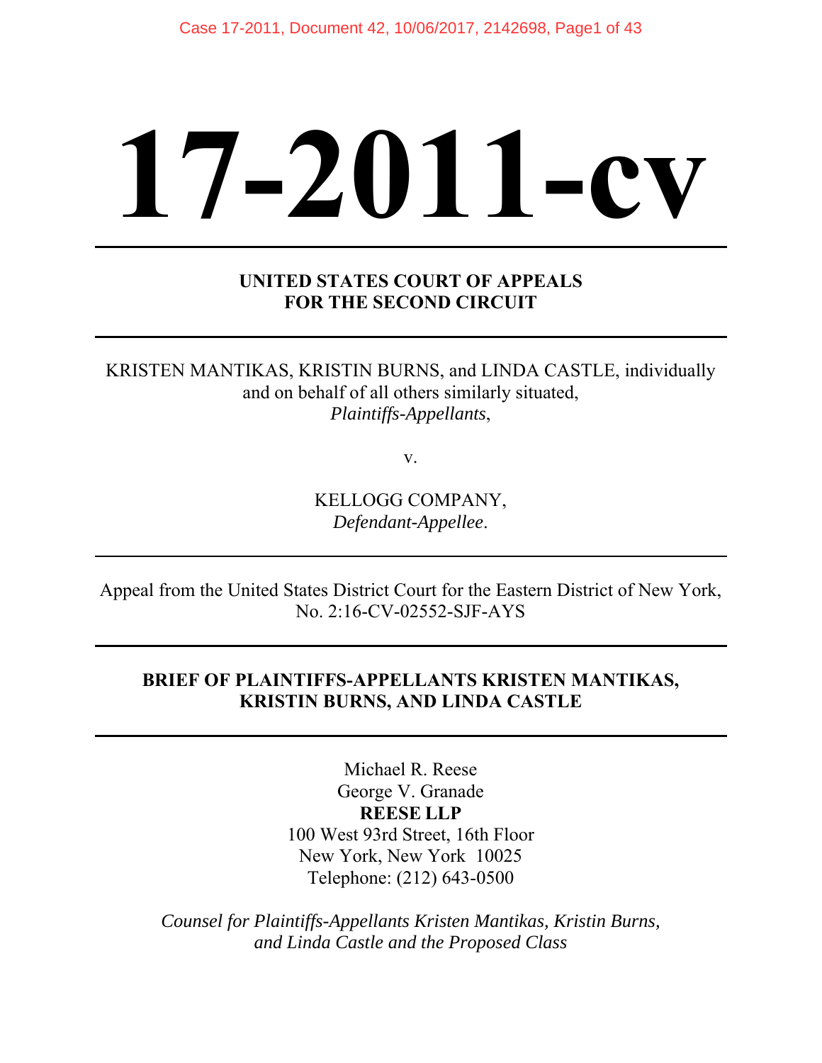# 17-2011-cv

---

**UNITED STATES COURT OF APPEALS**
**FOR THE SECOND CIRCUIT**

---

KRISTEN MANTIKAS, KRISTIN BURNS, and LINDA CASTLE, individually and on behalf of all others similarly situated,
*Plaintiffs-Appellants*,

v.

KELLOGG COMPANY,
*Defendant-Appellee*.

---

Appeal from the United States District Court for the Eastern District of New York,
No. 2:16-CV-02552-SJF-AYS

---

**BRIEF OF PLAINTIFFS-APPELLANTS KRISTEN MANTIKAS, KRISTIN BURNS, AND LINDA CASTLE**

---

Michael R. Reese
George V. Granade
**REESE LLP**
100 West 93rd Street, 16th Floor
New York, New York 10025
Telephone: (212) 643-0500

*Counsel for Plaintiffs-Appellants Kristen Mantikas, Kristin Burns, and Linda Castle and the Proposed Class*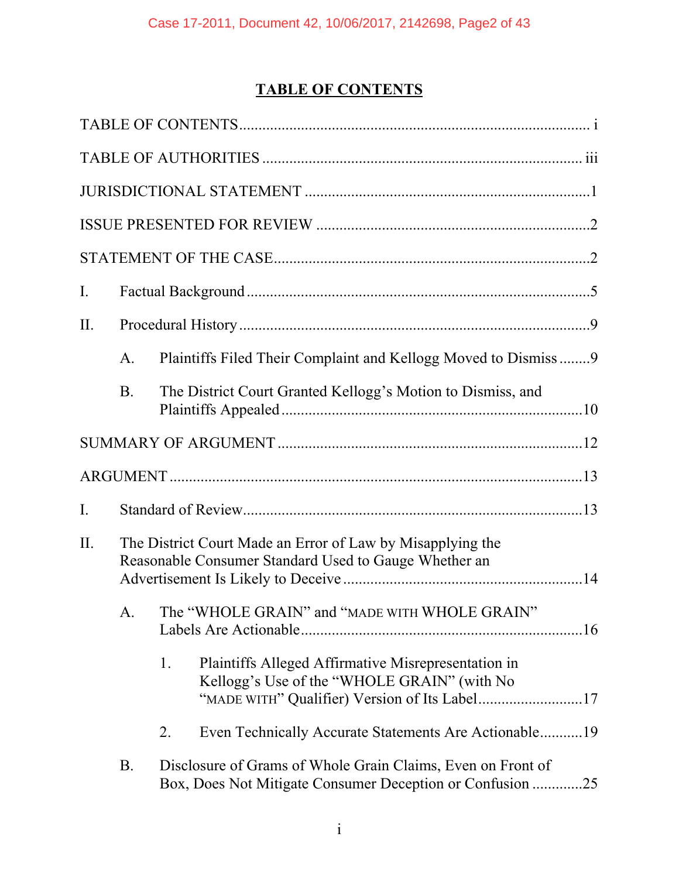# TABLE OF CONTENTS

TABLE OF CONTENTS ........................................................................................ i

TABLE OF AUTHORITIES ................................................................................ iii

JURISDICTIONAL STATEMENT ........................................................................1

ISSUE PRESENTED FOR REVIEW .....................................................................2

STATEMENT OF THE CASE................................................................................2

I. Factual Background .........................................................................................5

II. Procedural History ..........................................................................................9

  A. Plaintiffs Filed Their Complaint and Kellogg Moved to Dismiss ........9

  B. The District Court Granted Kellogg's Motion to Dismiss, and Plaintiffs Appealed .............................................................................10

SUMMARY OF ARGUMENT .............................................................................12

ARGUMENT .........................................................................................................13

I. Standard of Review.......................................................................................13

II. The District Court Made an Error of Law by Misapplying the Reasonable Consumer Standard Used to Gauge Whether an Advertisement Is Likely to Deceive .............................................................14

  A. The "WHOLE GRAIN" and "MADE WITH WHOLE GRAIN" Labels Are Actionable........................................................................16

    1. Plaintiffs Alleged Affirmative Misrepresentation in Kellogg's Use of the "WHOLE GRAIN" (with No "MADE WITH" Qualifier) Version of Its Label...........................17

    2. Even Technically Accurate Statements Are Actionable...........19

  B. Disclosure of Grams of Whole Grain Claims, Even on Front of Box, Does Not Mitigate Consumer Deception or Confusion .............25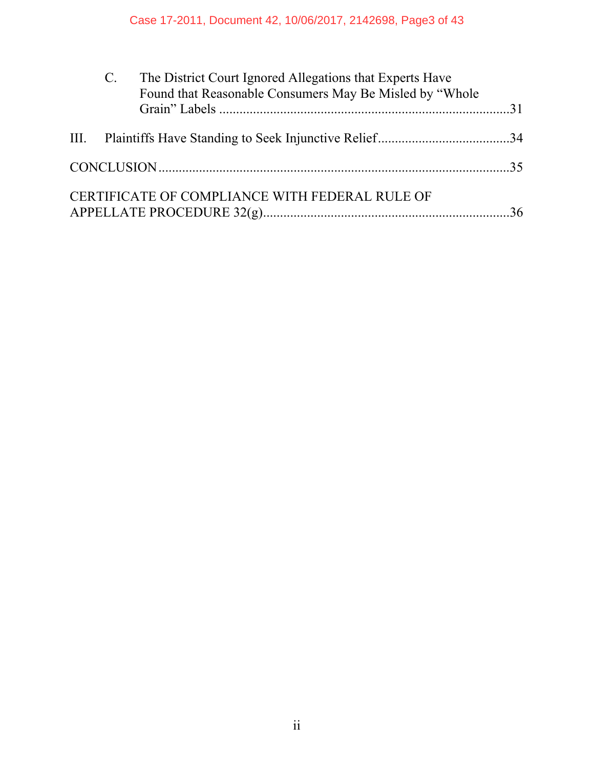C. The District Court Ignored Allegations that Experts Have Found that Reasonable Consumers May Be Misled by "Whole Grain" Labels ....................................................................................31

III. Plaintiffs Have Standing to Seek Injunctive Relief......................................34

CONCLUSION.......................................................................................................35

CERTIFICATE OF COMPLIANCE WITH FEDERAL RULE OF APPELLATE PROCEDURE 32(g).........................................................................36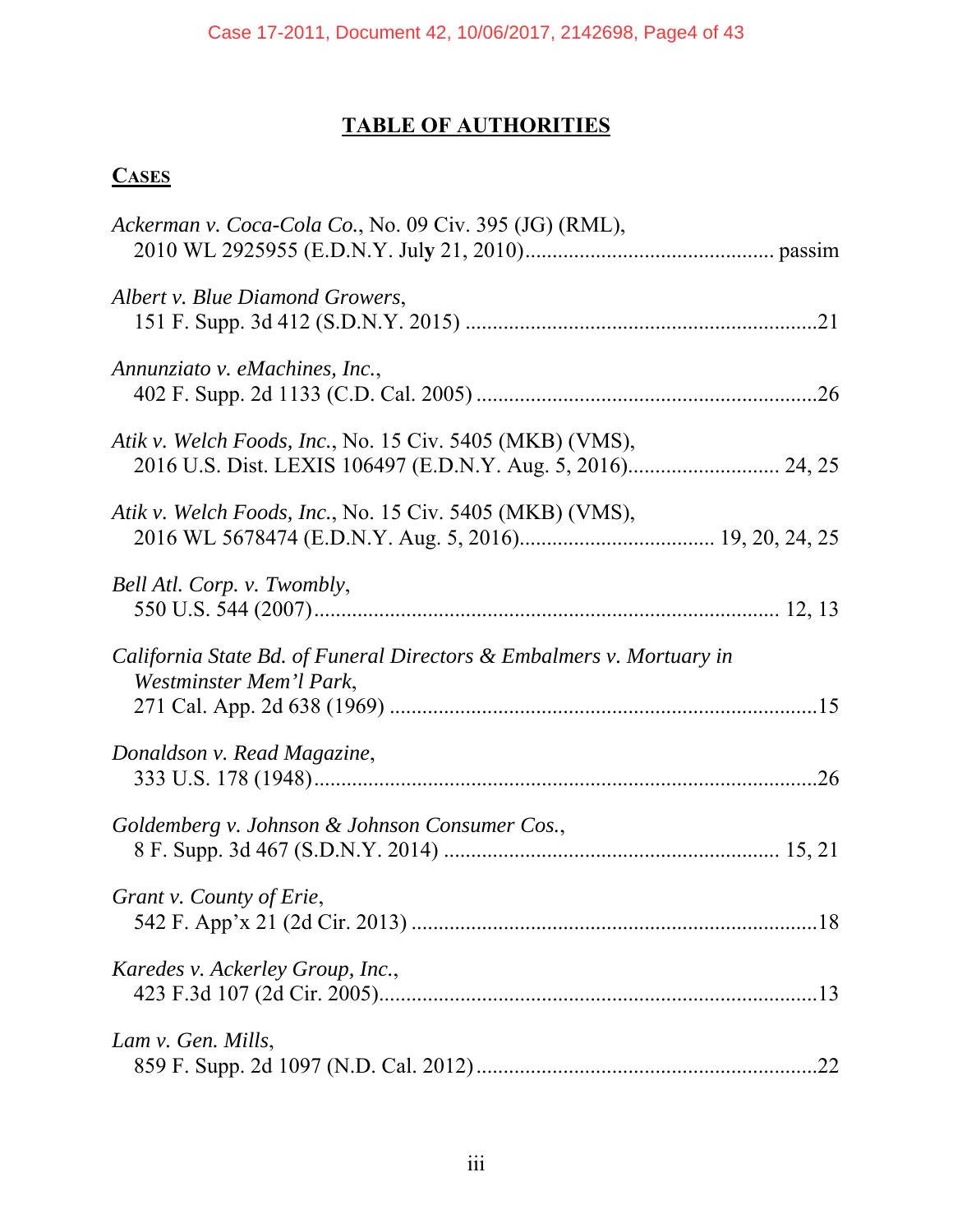# TABLE OF AUTHORITIES

## CASES

*Ackerman v. Coca-Cola Co.*, No. 09 Civ. 395 (JG) (RML), 2010 WL 2925955 (E.D.N.Y. July 21, 2010) ............................................. passim

*Albert v. Blue Diamond Growers*, 151 F. Supp. 3d 412 (S.D.N.Y. 2015) ................................................................21

*Annunziato v. eMachines, Inc.*, 402 F. Supp. 2d 1133 (C.D. Cal. 2005) ..............................................................26

*Atik v. Welch Foods, Inc.*, No. 15 Civ. 5405 (MKB) (VMS), 2016 U.S. Dist. LEXIS 106497 (E.D.N.Y. Aug. 5, 2016)........................... 24, 25

*Atik v. Welch Foods, Inc.*, No. 15 Civ. 5405 (MKB) (VMS), 2016 WL 5678474 (E.D.N.Y. Aug. 5, 2016)................................... 19, 20, 24, 25

*Bell Atl. Corp. v. Twombly*, 550 U.S. 544 (2007)..................................................................................... 12, 13

*California State Bd. of Funeral Directors & Embalmers v. Mortuary in Westminster Mem'l Park*, 271 Cal. App. 2d 638 (1969) ..............................................................................15

*Donaldson v. Read Magazine*, 333 U.S. 178 (1948)...........................................................................................26

*Goldemberg v. Johnson & Johnson Consumer Cos.*, 8 F. Supp. 3d 467 (S.D.N.Y. 2014) ........................................................... 15, 21

*Grant v. County of Erie*, 542 F. App'x 21 (2d Cir. 2013) ..........................................................................18

*Karedes v. Ackerley Group, Inc.*, 423 F.3d 107 (2d Cir. 2005)................................................................................13

*Lam v. Gen. Mills*, 859 F. Supp. 2d 1097 (N.D. Cal. 2012)..............................................................22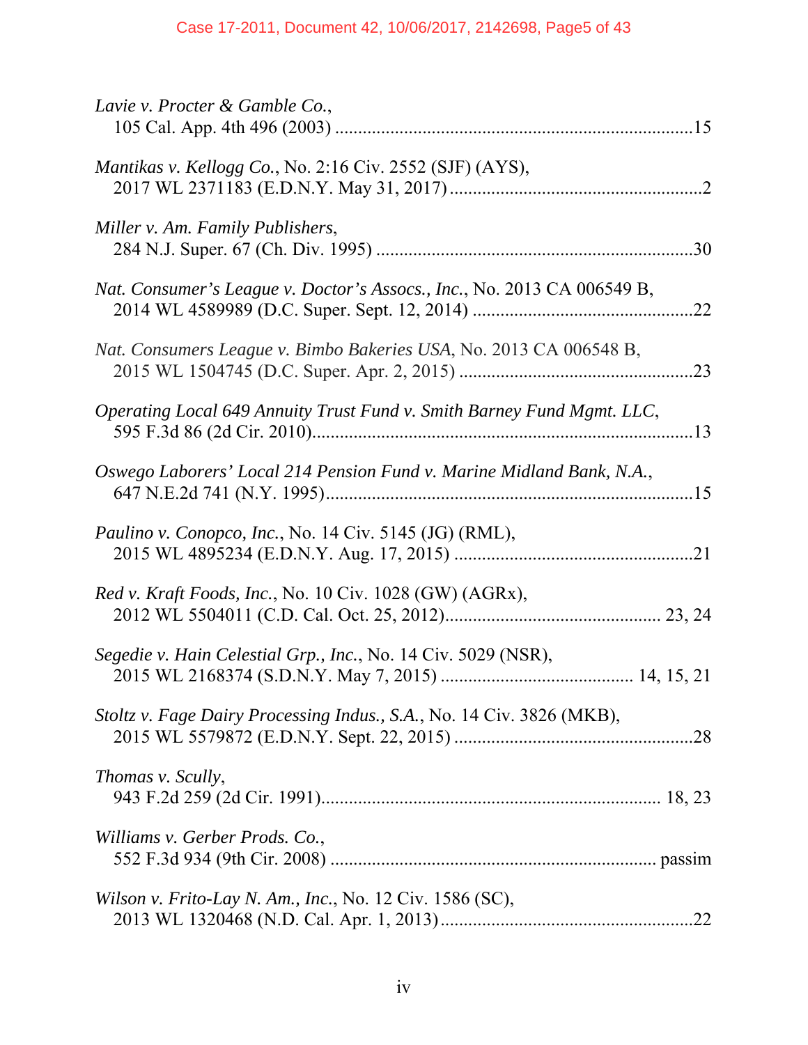*Lavie v. Procter & Gamble Co.*,
105 Cal. App. 4th 496 (2003) .............................................................................15

*Mantikas v. Kellogg Co.*, No. 2:16 Civ. 2552 (SJF) (AYS),
2017 WL 2371183 (E.D.N.Y. May 31, 2017) ......................................................2

*Miller v. Am. Family Publishers*,
284 N.J. Super. 67 (Ch. Div. 1995) .....................................................................30

*Nat. Consumer's League v. Doctor's Assocs., Inc.*, No. 2013 CA 006549 B,
2014 WL 4589989 (D.C. Super. Sept. 12, 2014) ................................................22

*Nat. Consumers League v. Bimbo Bakeries USA*, No. 2013 CA 006548 B,
2015 WL 1504745 (D.C. Super. Apr. 2, 2015) ...................................................23

*Operating Local 649 Annuity Trust Fund v. Smith Barney Fund Mgmt. LLC*,
595 F.3d 86 (2d Cir. 2010)...................................................................................13

*Oswego Laborers' Local 214 Pension Fund v. Marine Midland Bank, N.A.*,
647 N.E.2d 741 (N.Y. 1995)................................................................................15

*Paulino v. Conopco, Inc.*, No. 14 Civ. 5145 (JG) (RML),
2015 WL 4895234 (E.D.N.Y. Aug. 17, 2015) ....................................................21

*Red v. Kraft Foods, Inc.*, No. 10 Civ. 1028 (GW) (AGRx),
2012 WL 5504011 (C.D. Cal. Oct. 25, 2012)............................................... 23, 24

*Segedie v. Hain Celestial Grp., Inc.*, No. 14 Civ. 5029 (NSR),
2015 WL 2168374 (S.D.N.Y. May 7, 2015) ......................................... 14, 15, 21

*Stoltz v. Fage Dairy Processing Indus., S.A.*, No. 14 Civ. 3826 (MKB),
2015 WL 5579872 (E.D.N.Y. Sept. 22, 2015) ....................................................28

*Thomas v. Scully*,
943 F.2d 259 (2d Cir. 1991)......................................................................... 18, 23

*Williams v. Gerber Prods. Co.*,
552 F.3d 934 (9th Cir. 2008) ...................................................................... passim

*Wilson v. Frito-Lay N. Am., Inc.*, No. 12 Civ. 1586 (SC),
2013 WL 1320468 (N.D. Cal. Apr. 1, 2013).......................................................22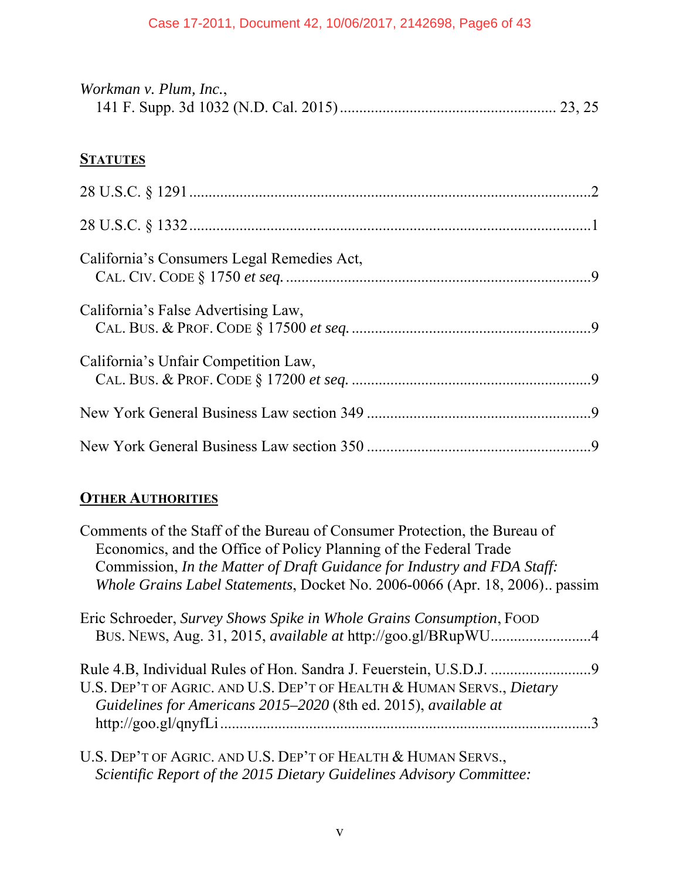*Workman v. Plum, Inc.*,
141 F. Supp. 3d 1032 (N.D. Cal. 2015) ....................................................... 23, 25

**STATUTES**

28 U.S.C. § 1291 ......................................................................................................2

28 U.S.C. § 1332 ......................................................................................................1

California's Consumers Legal Remedies Act,
CAL. CIV. CODE § 1750 *et seq.* ............................................................................9

California's False Advertising Law,
CAL. BUS. & PROF. CODE § 17500 *et seq.* ...........................................................9

California's Unfair Competition Law,
CAL. BUS. & PROF. CODE § 17200 *et seq.* ...........................................................9

New York General Business Law section 349 .........................................................9

New York General Business Law section 350 .........................................................9

**OTHER AUTHORITIES**

Comments of the Staff of the Bureau of Consumer Protection, the Bureau of Economics, and the Office of Policy Planning of the Federal Trade Commission, *In the Matter of Draft Guidance for Industry and FDA Staff: Whole Grains Label Statements*, Docket No. 2006-0066 (Apr. 18, 2006).. passim

Eric Schroeder, *Survey Shows Spike in Whole Grains Consumption*, FOOD BUS. NEWS, Aug. 31, 2015, *available at* http://goo.gl/BRupWU..........................4

Rule 4.B, Individual Rules of Hon. Sandra J. Feuerstein, U.S.D.J. ..........................9

U.S. DEP'T OF AGRIC. AND U.S. DEP'T OF HEALTH & HUMAN SERVS., *Dietary Guidelines for Americans 2015–2020* (8th ed. 2015), *available at* http://goo.gl/qnyfLi ..............................................................................................3

U.S. DEP'T OF AGRIC. AND U.S. DEP'T OF HEALTH & HUMAN SERVS., *Scientific Report of the 2015 Dietary Guidelines Advisory Committee:*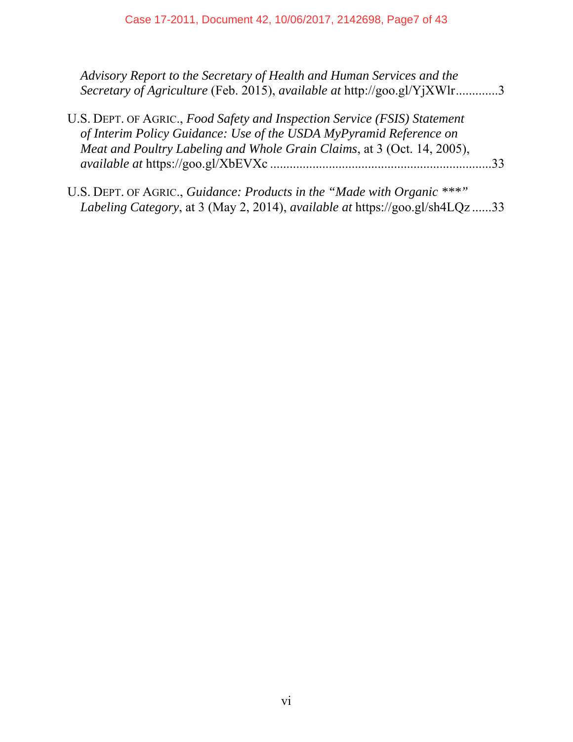*Advisory Report to the Secretary of Health and Human Services and the Secretary of Agriculture* (Feb. 2015), *available at* http://goo.gl/YjXWlr.............3

U.S. DEPT. OF AGRIC., *Food Safety and Inspection Service (FSIS) Statement of Interim Policy Guidance: Use of the USDA MyPyramid Reference on Meat and Poultry Labeling and Whole Grain Claims*, at 3 (Oct. 14, 2005), *available at* https://goo.gl/XbEVXc ....................................................................33

U.S. DEPT. OF AGRIC., *Guidance: Products in the "Made with Organic ***" Labeling Category*, at 3 (May 2, 2014), *available at* https://goo.gl/sh4LQz ......33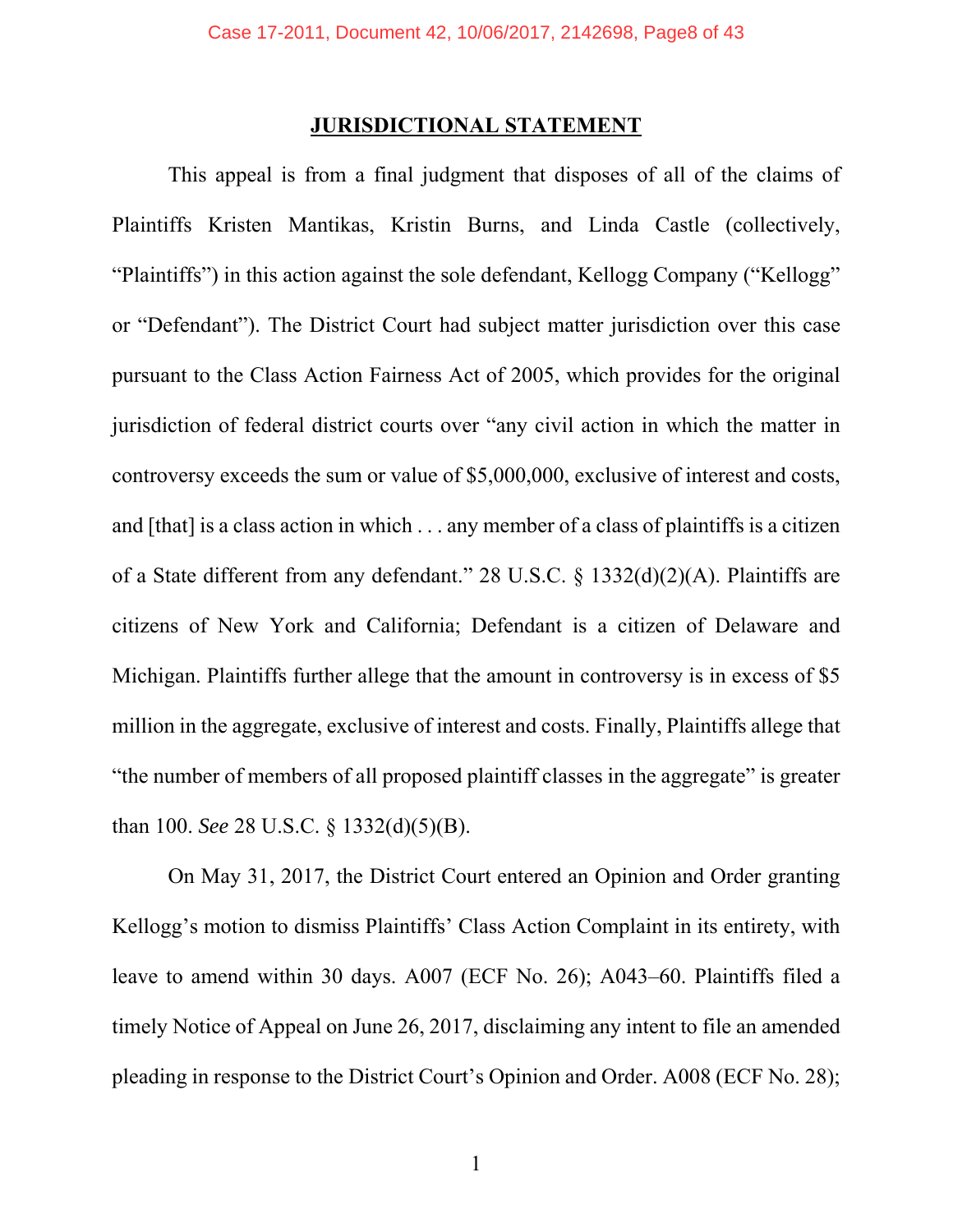## JURISDICTIONAL STATEMENT

This appeal is from a final judgment that disposes of all of the claims of Plaintiffs Kristen Mantikas, Kristin Burns, and Linda Castle (collectively, "Plaintiffs") in this action against the sole defendant, Kellogg Company ("Kellogg" or "Defendant"). The District Court had subject matter jurisdiction over this case pursuant to the Class Action Fairness Act of 2005, which provides for the original jurisdiction of federal district courts over "any civil action in which the matter in controversy exceeds the sum or value of $5,000,000, exclusive of interest and costs, and [that] is a class action in which . . . any member of a class of plaintiffs is a citizen of a State different from any defendant." 28 U.S.C. § 1332(d)(2)(A). Plaintiffs are citizens of New York and California; Defendant is a citizen of Delaware and Michigan. Plaintiffs further allege that the amount in controversy is in excess of $5 million in the aggregate, exclusive of interest and costs. Finally, Plaintiffs allege that "the number of members of all proposed plaintiff classes in the aggregate" is greater than 100. *See* 28 U.S.C. § 1332(d)(5)(B).

On May 31, 2017, the District Court entered an Opinion and Order granting Kellogg's motion to dismiss Plaintiffs' Class Action Complaint in its entirety, with leave to amend within 30 days. A007 (ECF No. 26); A043–60. Plaintiffs filed a timely Notice of Appeal on June 26, 2017, disclaiming any intent to file an amended pleading in response to the District Court's Opinion and Order. A008 (ECF No. 28);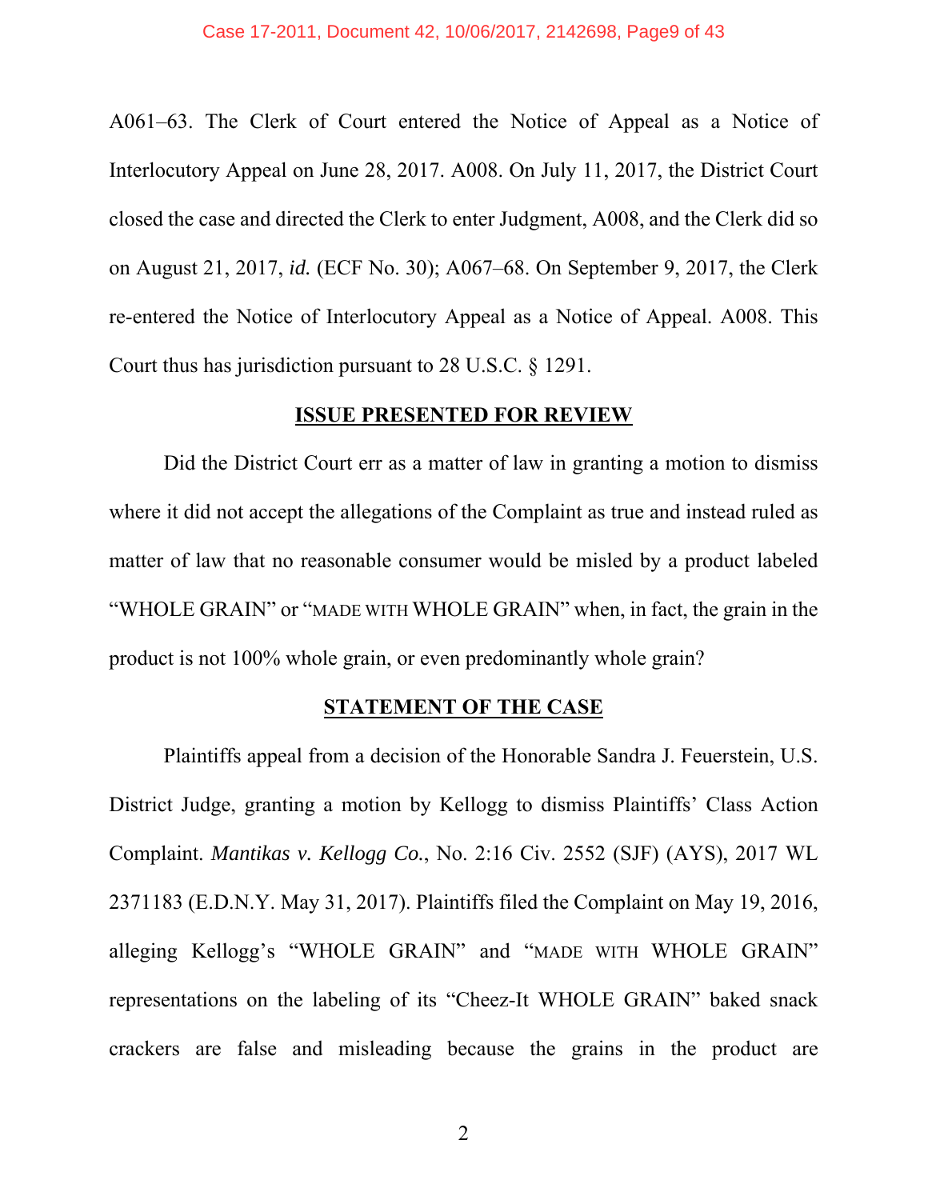A061–63. The Clerk of Court entered the Notice of Appeal as a Notice of Interlocutory Appeal on June 28, 2017. A008. On July 11, 2017, the District Court closed the case and directed the Clerk to enter Judgment, A008, and the Clerk did so on August 21, 2017, *id.* (ECF No. 30); A067–68. On September 9, 2017, the Clerk re-entered the Notice of Interlocutory Appeal as a Notice of Appeal. A008. This Court thus has jurisdiction pursuant to 28 U.S.C. § 1291.

## ISSUE PRESENTED FOR REVIEW

Did the District Court err as a matter of law in granting a motion to dismiss where it did not accept the allegations of the Complaint as true and instead ruled as matter of law that no reasonable consumer would be misled by a product labeled "WHOLE GRAIN" or "MADE WITH WHOLE GRAIN" when, in fact, the grain in the product is not 100% whole grain, or even predominantly whole grain?

## STATEMENT OF THE CASE

Plaintiffs appeal from a decision of the Honorable Sandra J. Feuerstein, U.S. District Judge, granting a motion by Kellogg to dismiss Plaintiffs' Class Action Complaint. *Mantikas v. Kellogg Co.*, No. 2:16 Civ. 2552 (SJF) (AYS), 2017 WL 2371183 (E.D.N.Y. May 31, 2017). Plaintiffs filed the Complaint on May 19, 2016, alleging Kellogg's "WHOLE GRAIN" and "MADE WITH WHOLE GRAIN" representations on the labeling of its "Cheez-It WHOLE GRAIN" baked snack crackers are false and misleading because the grains in the product are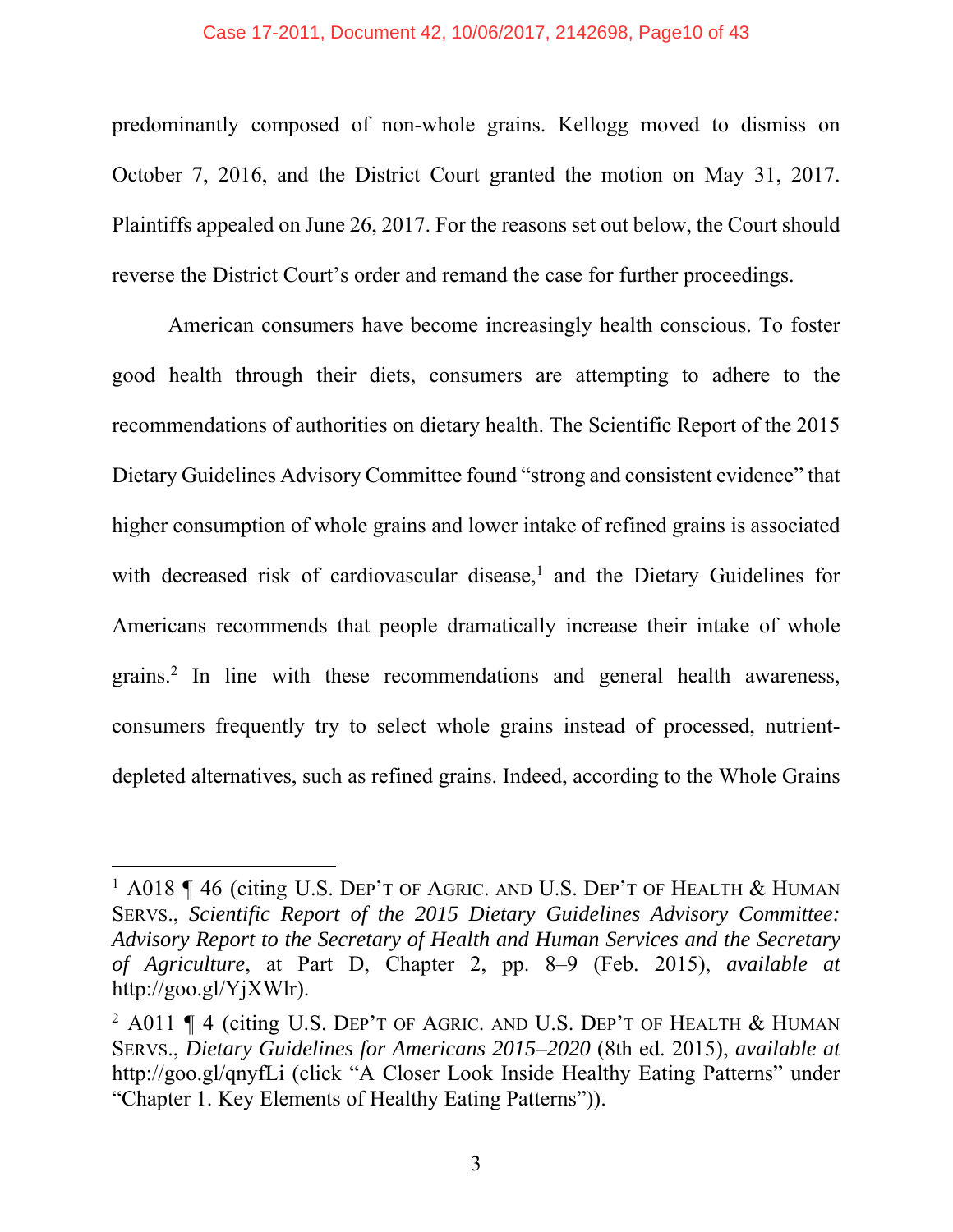predominantly composed of non-whole grains. Kellogg moved to dismiss on October 7, 2016, and the District Court granted the motion on May 31, 2017. Plaintiffs appealed on June 26, 2017. For the reasons set out below, the Court should reverse the District Court's order and remand the case for further proceedings.

American consumers have become increasingly health conscious. To foster good health through their diets, consumers are attempting to adhere to the recommendations of authorities on dietary health. The Scientific Report of the 2015 Dietary Guidelines Advisory Committee found "strong and consistent evidence" that higher consumption of whole grains and lower intake of refined grains is associated with decreased risk of cardiovascular disease,[1] and the Dietary Guidelines for Americans recommends that people dramatically increase their intake of whole grains.[2] In line with these recommendations and general health awareness, consumers frequently try to select whole grains instead of processed, nutrient-depleted alternatives, such as refined grains. Indeed, according to the Whole Grains

---

[1] A018 ¶ 46 (citing U.S. DEP'T OF AGRIC. AND U.S. DEP'T OF HEALTH & HUMAN SERVS., *Scientific Report of the 2015 Dietary Guidelines Advisory Committee: Advisory Report to the Secretary of Health and Human Services and the Secretary of Agriculture*, at Part D, Chapter 2, pp. 8–9 (Feb. 2015), *available at* http://goo.gl/YjXWlr).

[2] A011 ¶ 4 (citing U.S. DEP'T OF AGRIC. AND U.S. DEP'T OF HEALTH & HUMAN SERVS., *Dietary Guidelines for Americans 2015–2020* (8th ed. 2015), *available at* http://goo.gl/qnyfLi (click "A Closer Look Inside Healthy Eating Patterns" under "Chapter 1. Key Elements of Healthy Eating Patterns")).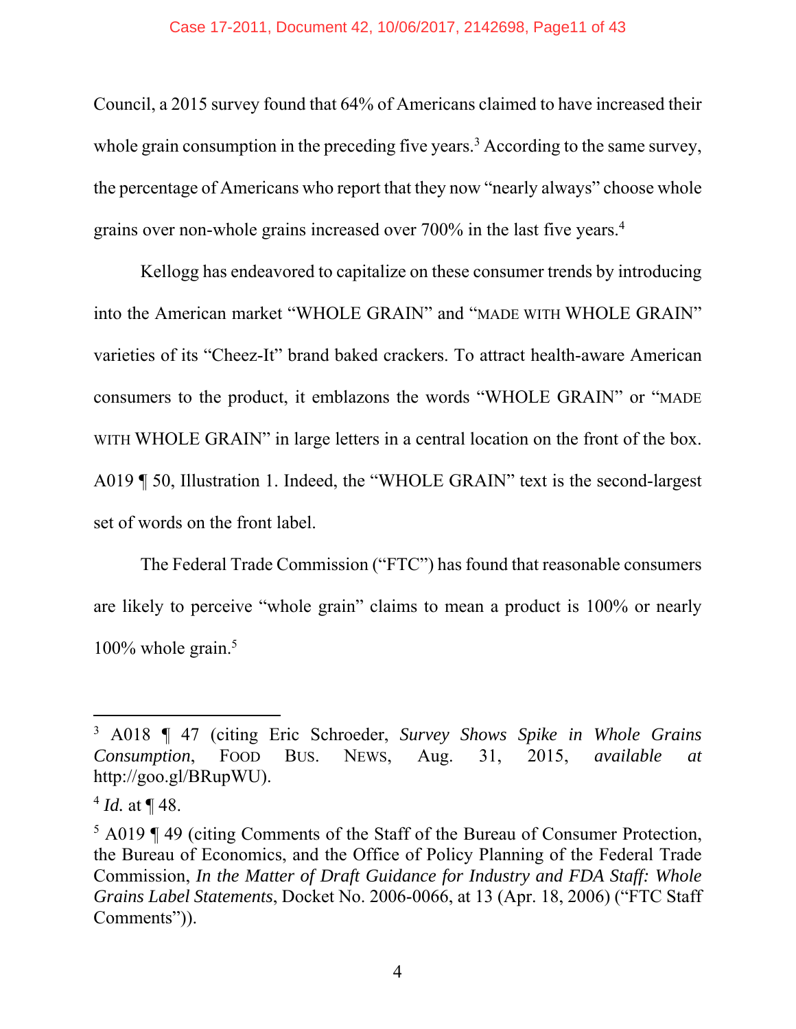Council, a 2015 survey found that 64% of Americans claimed to have increased their whole grain consumption in the preceding five years.[3] According to the same survey, the percentage of Americans who report that they now "nearly always" choose whole grains over non-whole grains increased over 700% in the last five years.[4]

Kellogg has endeavored to capitalize on these consumer trends by introducing into the American market "WHOLE GRAIN" and "MADE WITH WHOLE GRAIN" varieties of its "Cheez-It" brand baked crackers. To attract health-aware American consumers to the product, it emblazons the words "WHOLE GRAIN" or "MADE WITH WHOLE GRAIN" in large letters in a central location on the front of the box. A019 ¶ 50, Illustration 1. Indeed, the "WHOLE GRAIN" text is the second-largest set of words on the front label.

The Federal Trade Commission ("FTC") has found that reasonable consumers are likely to perceive "whole grain" claims to mean a product is 100% or nearly 100% whole grain.[5]

---

[3] A018 ¶ 47 (citing Eric Schroeder, *Survey Shows Spike in Whole Grains Consumption*, FOOD BUS. NEWS, Aug. 31, 2015, *available at* http://goo.gl/BRupWU).

[4] *Id.* at ¶ 48.

[5] A019 ¶ 49 (citing Comments of the Staff of the Bureau of Consumer Protection, the Bureau of Economics, and the Office of Policy Planning of the Federal Trade Commission, *In the Matter of Draft Guidance for Industry and FDA Staff: Whole Grains Label Statements*, Docket No. 2006-0066, at 13 (Apr. 18, 2006) ("FTC Staff Comments")).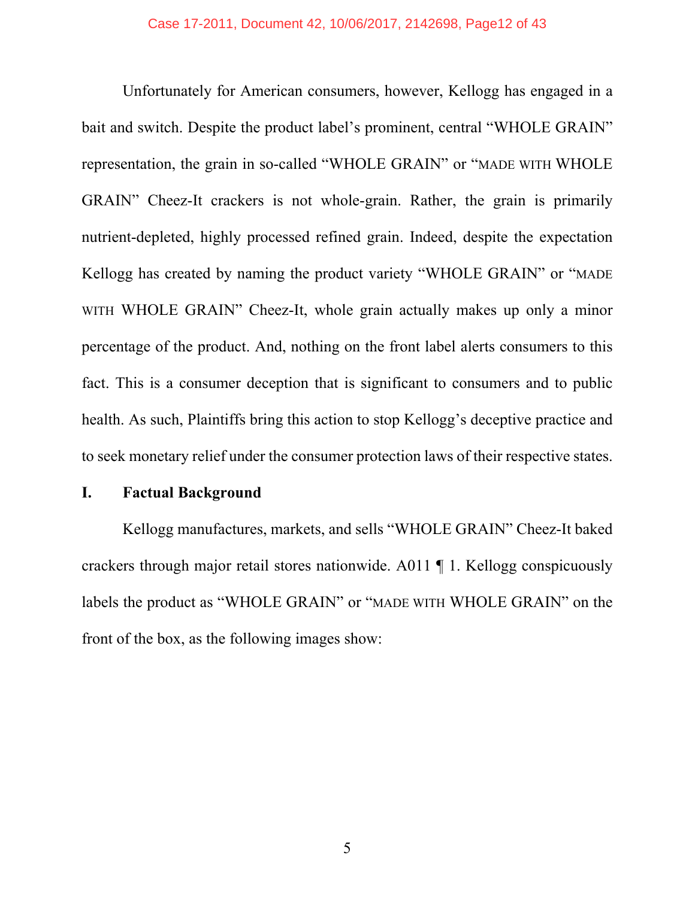Unfortunately for American consumers, however, Kellogg has engaged in a bait and switch. Despite the product label's prominent, central "WHOLE GRAIN" representation, the grain in so-called "WHOLE GRAIN" or "MADE WITH WHOLE GRAIN" Cheez-It crackers is not whole-grain. Rather, the grain is primarily nutrient-depleted, highly processed refined grain. Indeed, despite the expectation Kellogg has created by naming the product variety "WHOLE GRAIN" or "MADE WITH WHOLE GRAIN" Cheez-It, whole grain actually makes up only a minor percentage of the product. And, nothing on the front label alerts consumers to this fact. This is a consumer deception that is significant to consumers and to public health. As such, Plaintiffs bring this action to stop Kellogg's deceptive practice and to seek monetary relief under the consumer protection laws of their respective states.

## I. Factual Background

Kellogg manufactures, markets, and sells "WHOLE GRAIN" Cheez-It baked crackers through major retail stores nationwide. A011 ¶ 1. Kellogg conspicuously labels the product as "WHOLE GRAIN" or "MADE WITH WHOLE GRAIN" on the front of the box, as the following images show: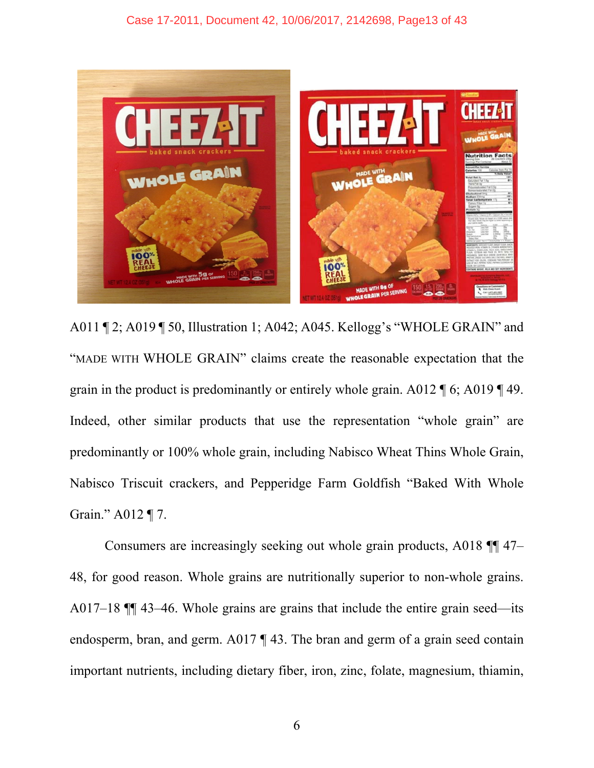A011 ¶ 2; A019 ¶ 50, Illustration 1; A042; A045. Kellogg's "WHOLE GRAIN" and "MADE WITH WHOLE GRAIN" claims create the reasonable expectation that the grain in the product is predominantly or entirely whole grain. A012 ¶ 6; A019 ¶ 49. Indeed, other similar products that use the representation "whole grain" are predominantly or 100% whole grain, including Nabisco Wheat Thins Whole Grain, Nabisco Triscuit crackers, and Pepperidge Farm Goldfish "Baked With Whole Grain." A012 ¶ 7.

Consumers are increasingly seeking out whole grain products, A018 ¶¶ 47–48, for good reason. Whole grains are nutritionally superior to non-whole grains. A017–18 ¶¶ 43–46. Whole grains are grains that include the entire grain seed—its endosperm, bran, and germ. A017 ¶ 43. The bran and germ of a grain seed contain important nutrients, including dietary fiber, iron, zinc, folate, magnesium, thiamin,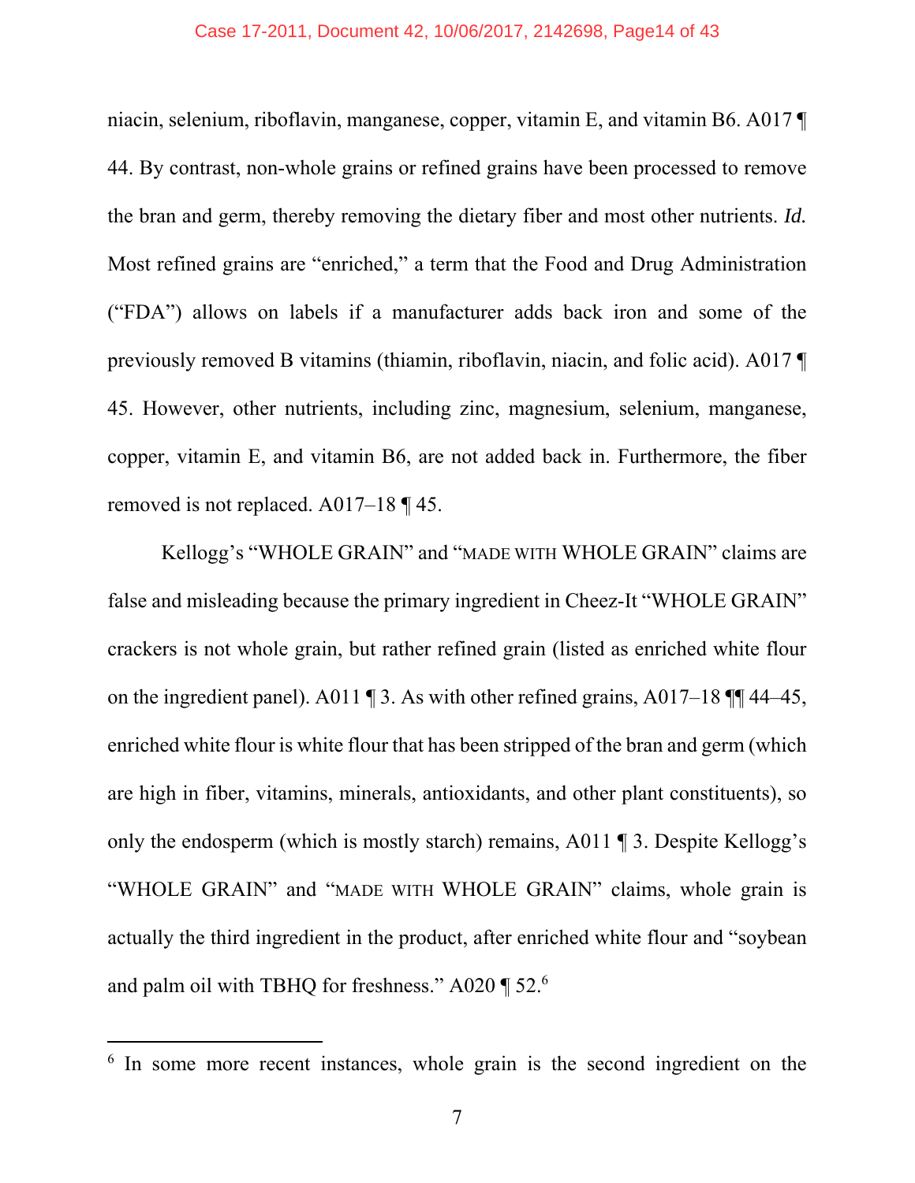niacin, selenium, riboflavin, manganese, copper, vitamin E, and vitamin B6. A017 ¶ 44. By contrast, non-whole grains or refined grains have been processed to remove the bran and germ, thereby removing the dietary fiber and most other nutrients. *Id.* Most refined grains are "enriched," a term that the Food and Drug Administration ("FDA") allows on labels if a manufacturer adds back iron and some of the previously removed B vitamins (thiamin, riboflavin, niacin, and folic acid). A017 ¶ 45. However, other nutrients, including zinc, magnesium, selenium, manganese, copper, vitamin E, and vitamin B6, are not added back in. Furthermore, the fiber removed is not replaced. A017–18 ¶ 45.

Kellogg's "WHOLE GRAIN" and "MADE WITH WHOLE GRAIN" claims are false and misleading because the primary ingredient in Cheez-It "WHOLE GRAIN" crackers is not whole grain, but rather refined grain (listed as enriched white flour on the ingredient panel). A011 ¶ 3. As with other refined grains, A017–18 ¶¶ 44–45, enriched white flour is white flour that has been stripped of the bran and germ (which are high in fiber, vitamins, minerals, antioxidants, and other plant constituents), so only the endosperm (which is mostly starch) remains, A011 ¶ 3. Despite Kellogg's "WHOLE GRAIN" and "MADE WITH WHOLE GRAIN" claims, whole grain is actually the third ingredient in the product, after enriched white flour and "soybean and palm oil with TBHQ for freshness." A020 ¶ 52.[6]

---

[6] In some more recent instances, whole grain is the second ingredient on the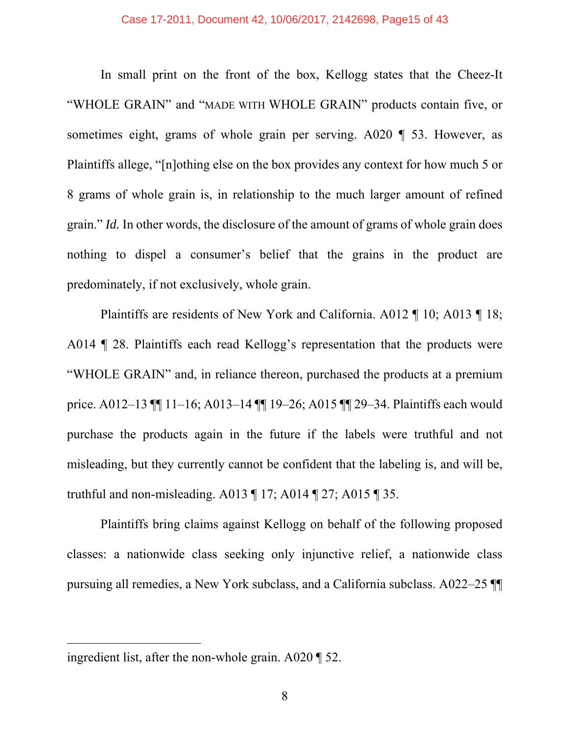In small print on the front of the box, Kellogg states that the Cheez-It "WHOLE GRAIN" and "MADE WITH WHOLE GRAIN" products contain five, or sometimes eight, grams of whole grain per serving. A020 ¶ 53. However, as Plaintiffs allege, "[n]othing else on the box provides any context for how much 5 or 8 grams of whole grain is, in relationship to the much larger amount of refined grain." *Id.* In other words, the disclosure of the amount of grams of whole grain does nothing to dispel a consumer's belief that the grains in the product are predominately, if not exclusively, whole grain.

Plaintiffs are residents of New York and California. A012 ¶ 10; A013 ¶ 18; A014 ¶ 28. Plaintiffs each read Kellogg's representation that the products were "WHOLE GRAIN" and, in reliance thereon, purchased the products at a premium price. A012–13 ¶¶ 11–16; A013–14 ¶¶ 19–26; A015 ¶¶ 29–34. Plaintiffs each would purchase the products again in the future if the labels were truthful and not misleading, but they currently cannot be confident that the labeling is, and will be, truthful and non-misleading. A013 ¶ 17; A014 ¶ 27; A015 ¶ 35.

Plaintiffs bring claims against Kellogg on behalf of the following proposed classes: a nationwide class seeking only injunctive relief, a nationwide class pursuing all remedies, a New York subclass, and a California subclass. A022–25 ¶¶

---

ingredient list, after the non-whole grain. A020 ¶ 52.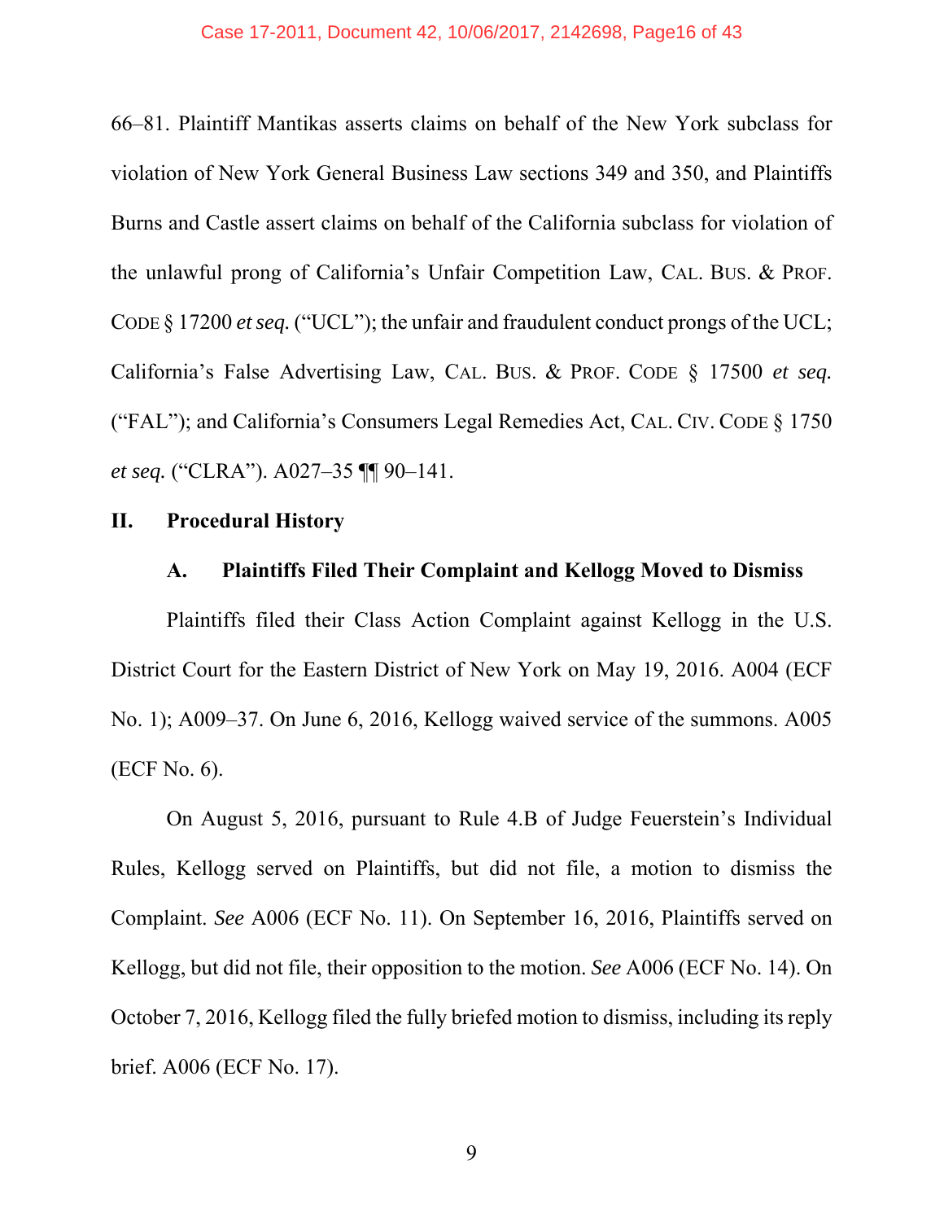66–81. Plaintiff Mantikas asserts claims on behalf of the New York subclass for violation of New York General Business Law sections 349 and 350, and Plaintiffs Burns and Castle assert claims on behalf of the California subclass for violation of the unlawful prong of California's Unfair Competition Law, CAL. BUS. & PROF. CODE § 17200 *et seq.* ("UCL"); the unfair and fraudulent conduct prongs of the UCL; California's False Advertising Law, CAL. BUS. & PROF. CODE § 17500 *et seq.* ("FAL"); and California's Consumers Legal Remedies Act, CAL. CIV. CODE § 1750 *et seq.* ("CLRA"). A027–35 ¶¶ 90–141.

## II. Procedural History

### A. Plaintiffs Filed Their Complaint and Kellogg Moved to Dismiss

Plaintiffs filed their Class Action Complaint against Kellogg in the U.S. District Court for the Eastern District of New York on May 19, 2016. A004 (ECF No. 1); A009–37. On June 6, 2016, Kellogg waived service of the summons. A005 (ECF No. 6).

On August 5, 2016, pursuant to Rule 4.B of Judge Feuerstein's Individual Rules, Kellogg served on Plaintiffs, but did not file, a motion to dismiss the Complaint. *See* A006 (ECF No. 11). On September 16, 2016, Plaintiffs served on Kellogg, but did not file, their opposition to the motion. *See* A006 (ECF No. 14). On October 7, 2016, Kellogg filed the fully briefed motion to dismiss, including its reply brief. A006 (ECF No. 17).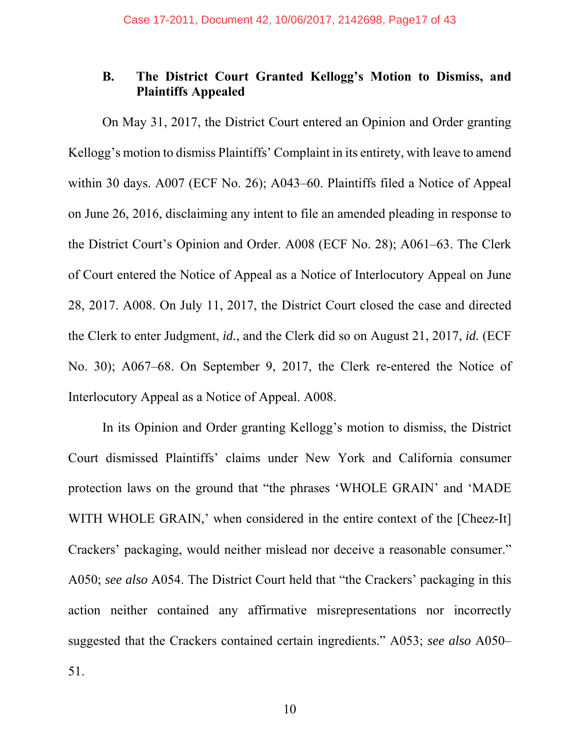### B. The District Court Granted Kellogg's Motion to Dismiss, and Plaintiffs Appealed

On May 31, 2017, the District Court entered an Opinion and Order granting Kellogg's motion to dismiss Plaintiffs' Complaint in its entirety, with leave to amend within 30 days. A007 (ECF No. 26); A043–60. Plaintiffs filed a Notice of Appeal on June 26, 2016, disclaiming any intent to file an amended pleading in response to the District Court's Opinion and Order. A008 (ECF No. 28); A061–63. The Clerk of Court entered the Notice of Appeal as a Notice of Interlocutory Appeal on June 28, 2017. A008. On July 11, 2017, the District Court closed the case and directed the Clerk to enter Judgment, *id.*, and the Clerk did so on August 21, 2017, *id.* (ECF No. 30); A067–68. On September 9, 2017, the Clerk re-entered the Notice of Interlocutory Appeal as a Notice of Appeal. A008.

In its Opinion and Order granting Kellogg's motion to dismiss, the District Court dismissed Plaintiffs' claims under New York and California consumer protection laws on the ground that "the phrases 'WHOLE GRAIN' and 'MADE WITH WHOLE GRAIN,' when considered in the entire context of the [Cheez-It] Crackers' packaging, would neither mislead nor deceive a reasonable consumer." A050; *see also* A054. The District Court held that "the Crackers' packaging in this action neither contained any affirmative misrepresentations nor incorrectly suggested that the Crackers contained certain ingredients." A053; *see also* A050–51.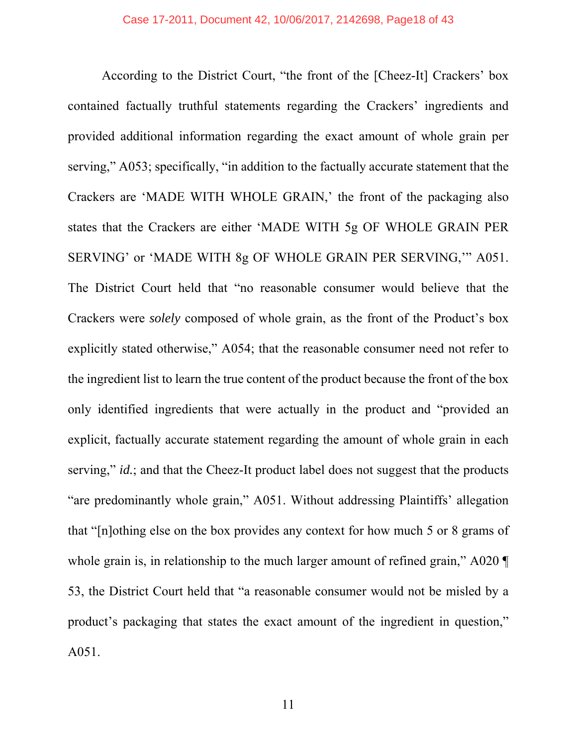According to the District Court, "the front of the [Cheez-It] Crackers' box contained factually truthful statements regarding the Crackers' ingredients and provided additional information regarding the exact amount of whole grain per serving," A053; specifically, "in addition to the factually accurate statement that the Crackers are 'MADE WITH WHOLE GRAIN,' the front of the packaging also states that the Crackers are either 'MADE WITH 5g OF WHOLE GRAIN PER SERVING' or 'MADE WITH 8g OF WHOLE GRAIN PER SERVING,'" A051. The District Court held that "no reasonable consumer would believe that the Crackers were *solely* composed of whole grain, as the front of the Product's box explicitly stated otherwise," A054; that the reasonable consumer need not refer to the ingredient list to learn the true content of the product because the front of the box only identified ingredients that were actually in the product and "provided an explicit, factually accurate statement regarding the amount of whole grain in each serving," *id.*; and that the Cheez-It product label does not suggest that the products "are predominantly whole grain," A051. Without addressing Plaintiffs' allegation that "[n]othing else on the box provides any context for how much 5 or 8 grams of whole grain is, in relationship to the much larger amount of refined grain," A020 ¶ 53, the District Court held that "a reasonable consumer would not be misled by a product's packaging that states the exact amount of the ingredient in question," A051.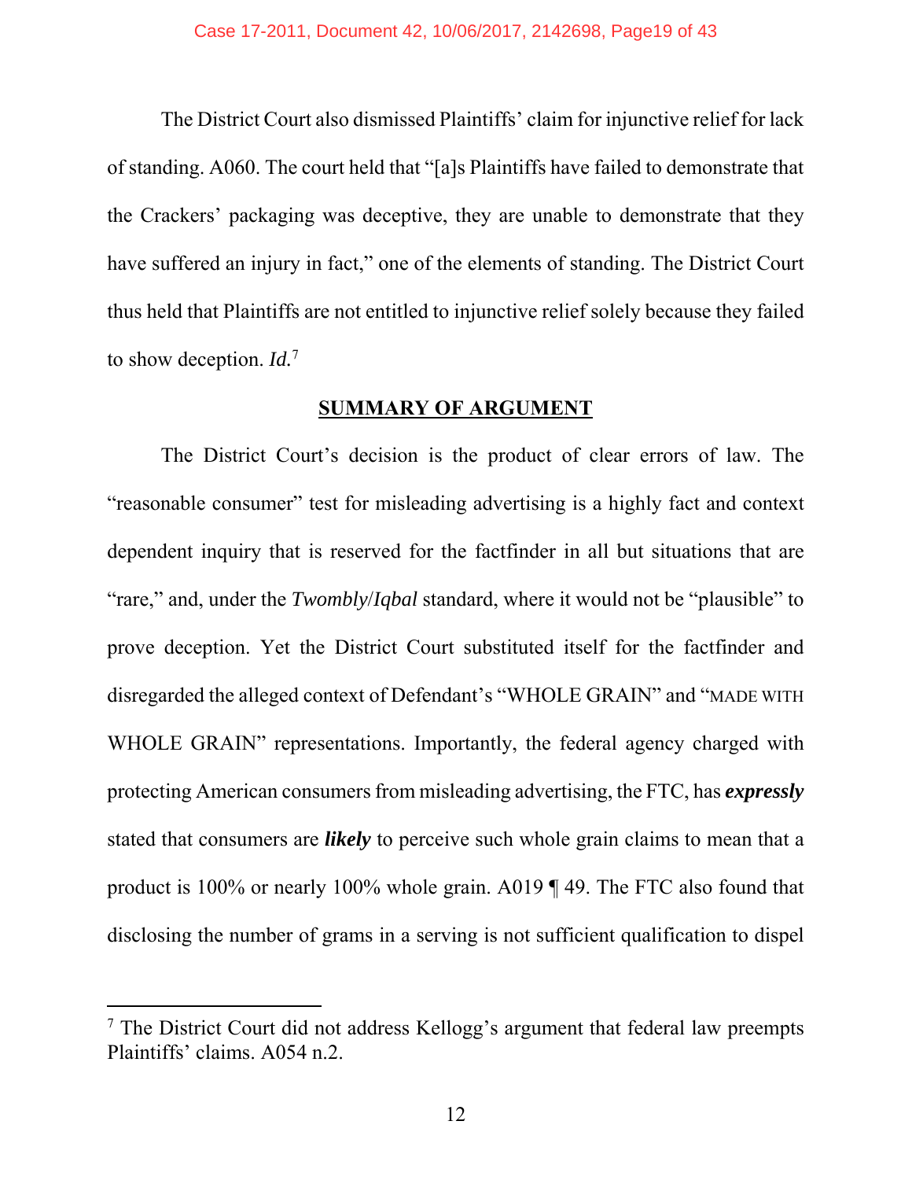The District Court also dismissed Plaintiffs' claim for injunctive relief for lack of standing. A060. The court held that "[a]s Plaintiffs have failed to demonstrate that the Crackers' packaging was deceptive, they are unable to demonstrate that they have suffered an injury in fact," one of the elements of standing. The District Court thus held that Plaintiffs are not entitled to injunctive relief solely because they failed to show deception. *Id.*[7]

## SUMMARY OF ARGUMENT

The District Court's decision is the product of clear errors of law. The "reasonable consumer" test for misleading advertising is a highly fact and context dependent inquiry that is reserved for the factfinder in all but situations that are "rare," and, under the *Twombly*/*Iqbal* standard, where it would not be "plausible" to prove deception. Yet the District Court substituted itself for the factfinder and disregarded the alleged context of Defendant's "WHOLE GRAIN" and "MADE WITH WHOLE GRAIN" representations. Importantly, the federal agency charged with protecting American consumers from misleading advertising, the FTC, has ***expressly*** stated that consumers are ***likely*** to perceive such whole grain claims to mean that a product is 100% or nearly 100% whole grain. A019 ¶ 49. The FTC also found that disclosing the number of grams in a serving is not sufficient qualification to dispel

[7] The District Court did not address Kellogg's argument that federal law preempts Plaintiffs' claims. A054 n.2.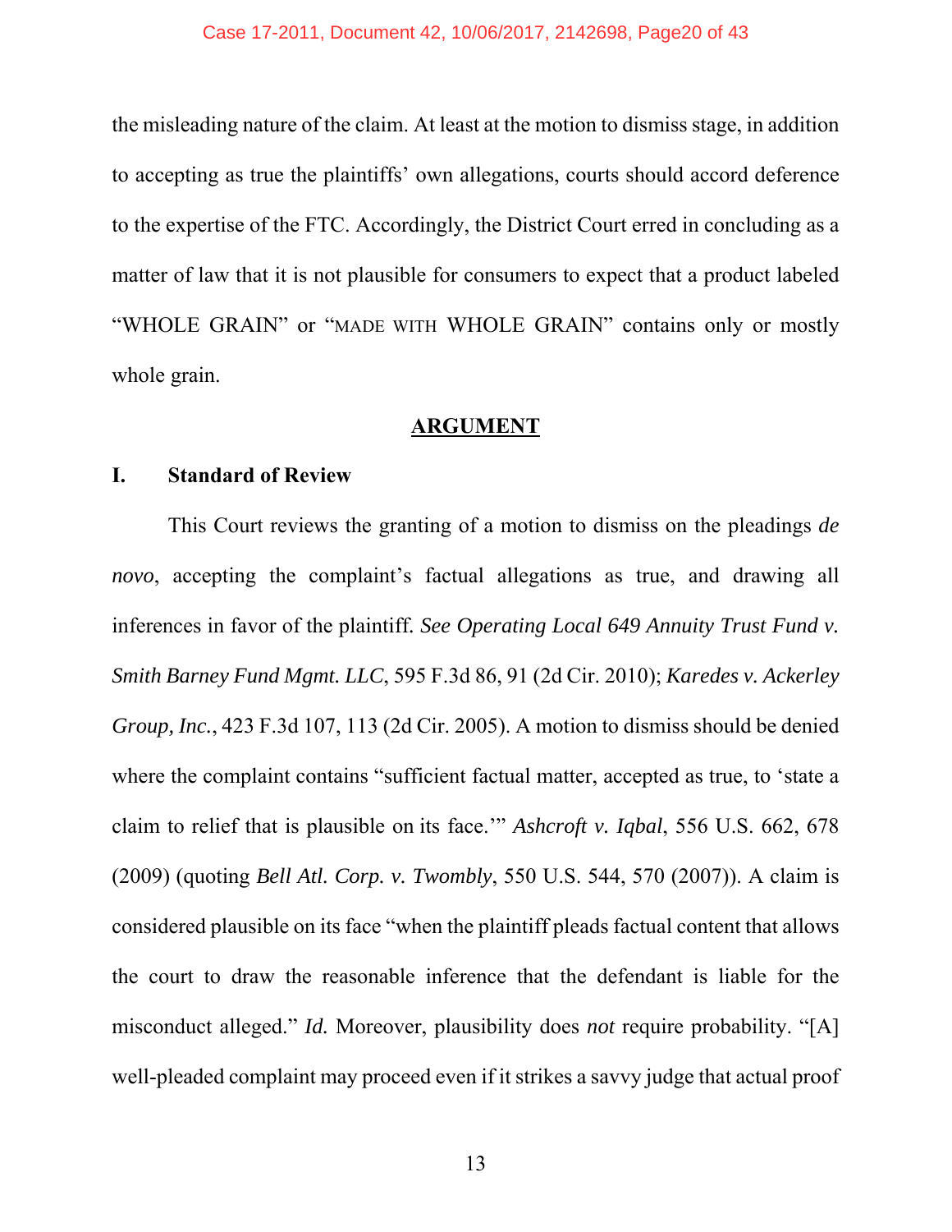the misleading nature of the claim. At least at the motion to dismiss stage, in addition to accepting as true the plaintiffs' own allegations, courts should accord deference to the expertise of the FTC. Accordingly, the District Court erred in concluding as a matter of law that it is not plausible for consumers to expect that a product labeled "WHOLE GRAIN" or "MADE WITH WHOLE GRAIN" contains only or mostly whole grain.

## ARGUMENT

### I. Standard of Review

This Court reviews the granting of a motion to dismiss on the pleadings *de novo*, accepting the complaint's factual allegations as true, and drawing all inferences in favor of the plaintiff. *See Operating Local 649 Annuity Trust Fund v. Smith Barney Fund Mgmt. LLC*, 595 F.3d 86, 91 (2d Cir. 2010); *Karedes v. Ackerley Group, Inc.*, 423 F.3d 107, 113 (2d Cir. 2005). A motion to dismiss should be denied where the complaint contains "sufficient factual matter, accepted as true, to 'state a claim to relief that is plausible on its face.'" *Ashcroft v. Iqbal*, 556 U.S. 662, 678 (2009) (quoting *Bell Atl. Corp. v. Twombly*, 550 U.S. 544, 570 (2007)). A claim is considered plausible on its face "when the plaintiff pleads factual content that allows the court to draw the reasonable inference that the defendant is liable for the misconduct alleged." *Id.* Moreover, plausibility does *not* require probability. "[A] well-pleaded complaint may proceed even if it strikes a savvy judge that actual proof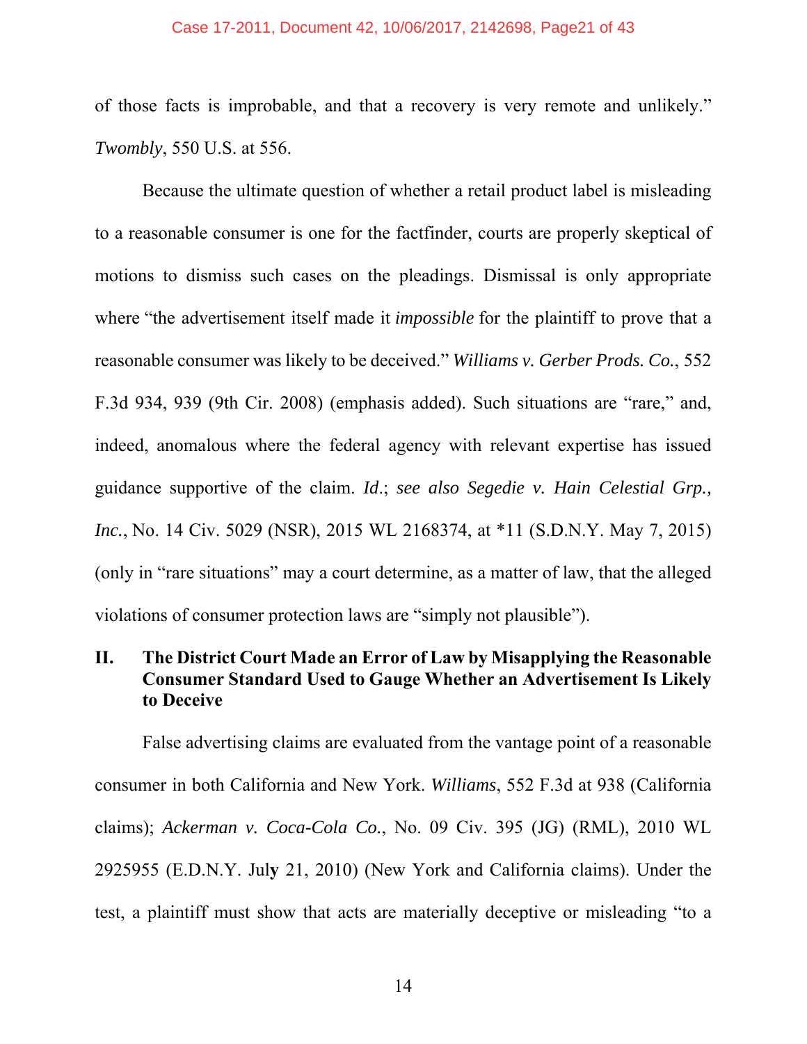of those facts is improbable, and that a recovery is very remote and unlikely." *Twombly*, 550 U.S. at 556.

Because the ultimate question of whether a retail product label is misleading to a reasonable consumer is one for the factfinder, courts are properly skeptical of motions to dismiss such cases on the pleadings. Dismissal is only appropriate where "the advertisement itself made it *impossible* for the plaintiff to prove that a reasonable consumer was likely to be deceived." *Williams v. Gerber Prods. Co.*, 552 F.3d 934, 939 (9th Cir. 2008) (emphasis added). Such situations are "rare," and, indeed, anomalous where the federal agency with relevant expertise has issued guidance supportive of the claim. *Id*.; *see also Segedie v. Hain Celestial Grp., Inc.*, No. 14 Civ. 5029 (NSR), 2015 WL 2168374, at *11 (S.D.N.Y. May 7, 2015) (only in "rare situations" may a court determine, as a matter of law, that the alleged violations of consumer protection laws are "simply not plausible").

## II. The District Court Made an Error of Law by Misapplying the Reasonable Consumer Standard Used to Gauge Whether an Advertisement Is Likely to Deceive

False advertising claims are evaluated from the vantage point of a reasonable consumer in both California and New York. *Williams*, 552 F.3d at 938 (California claims); *Ackerman v. Coca-Cola Co.*, No. 09 Civ. 395 (JG) (RML), 2010 WL 2925955 (E.D.N.Y. July 21, 2010) (New York and California claims). Under the test, a plaintiff must show that acts are materially deceptive or misleading "to a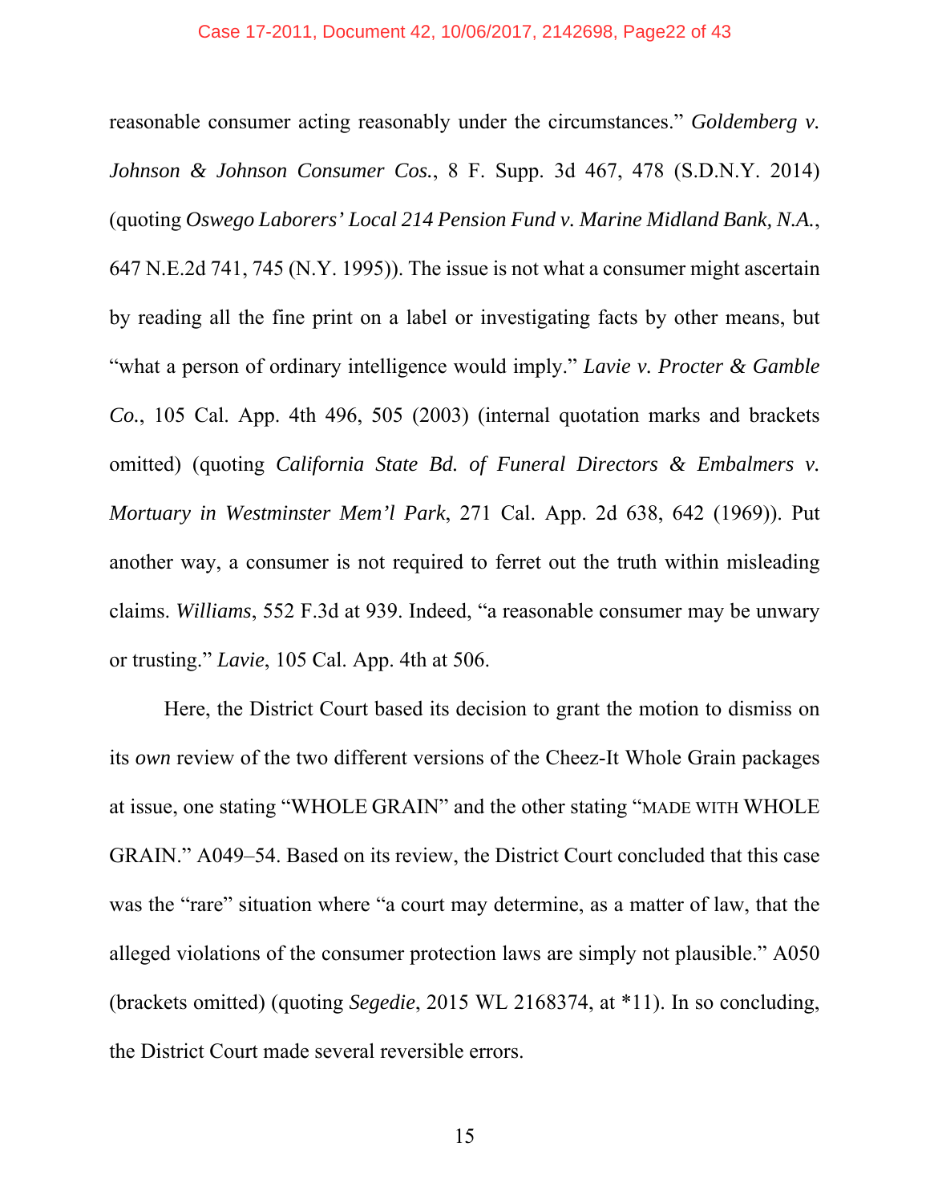reasonable consumer acting reasonably under the circumstances." *Goldemberg v. Johnson & Johnson Consumer Cos.*, 8 F. Supp. 3d 467, 478 (S.D.N.Y. 2014) (quoting *Oswego Laborers' Local 214 Pension Fund v. Marine Midland Bank, N.A.*, 647 N.E.2d 741, 745 (N.Y. 1995)). The issue is not what a consumer might ascertain by reading all the fine print on a label or investigating facts by other means, but "what a person of ordinary intelligence would imply." *Lavie v. Procter & Gamble Co.*, 105 Cal. App. 4th 496, 505 (2003) (internal quotation marks and brackets omitted) (quoting *California State Bd. of Funeral Directors & Embalmers v. Mortuary in Westminster Mem'l Park*, 271 Cal. App. 2d 638, 642 (1969)). Put another way, a consumer is not required to ferret out the truth within misleading claims. *Williams*, 552 F.3d at 939. Indeed, "a reasonable consumer may be unwary or trusting." *Lavie*, 105 Cal. App. 4th at 506.

Here, the District Court based its decision to grant the motion to dismiss on its *own* review of the two different versions of the Cheez-It Whole Grain packages at issue, one stating "WHOLE GRAIN" and the other stating "MADE WITH WHOLE GRAIN." A049–54. Based on its review, the District Court concluded that this case was the "rare" situation where "a court may determine, as a matter of law, that the alleged violations of the consumer protection laws are simply not plausible." A050 (brackets omitted) (quoting *Segedie*, 2015 WL 2168374, at *11). In so concluding, the District Court made several reversible errors.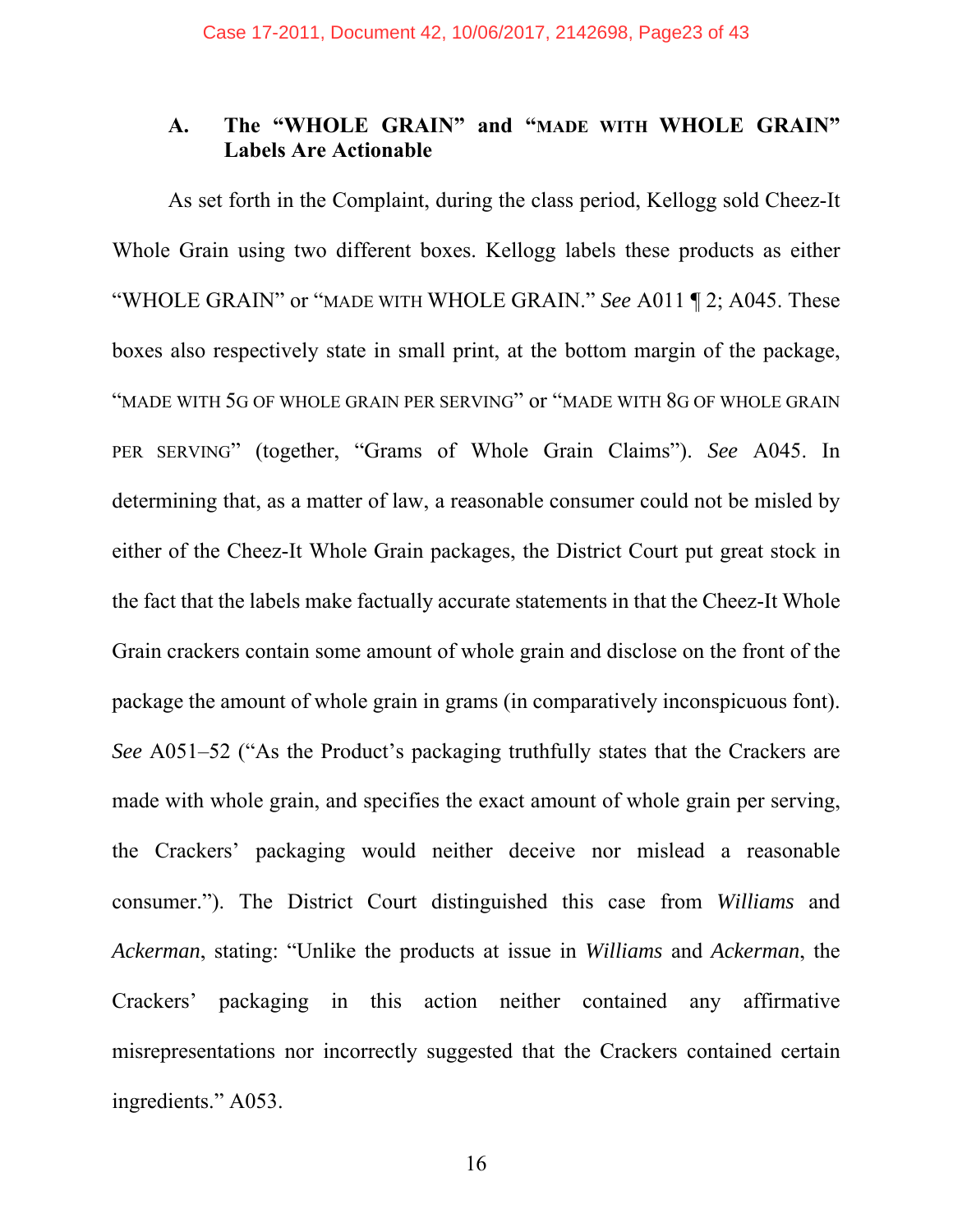### A. The "WHOLE GRAIN" and "MADE WITH WHOLE GRAIN" Labels Are Actionable

As set forth in the Complaint, during the class period, Kellogg sold Cheez-It Whole Grain using two different boxes. Kellogg labels these products as either "WHOLE GRAIN" or "MADE WITH WHOLE GRAIN." *See* A011 ¶ 2; A045. These boxes also respectively state in small print, at the bottom margin of the package, "MADE WITH 5G OF WHOLE GRAIN PER SERVING" or "MADE WITH 8G OF WHOLE GRAIN PER SERVING" (together, "Grams of Whole Grain Claims"). *See* A045. In determining that, as a matter of law, a reasonable consumer could not be misled by either of the Cheez-It Whole Grain packages, the District Court put great stock in the fact that the labels make factually accurate statements in that the Cheez-It Whole Grain crackers contain some amount of whole grain and disclose on the front of the package the amount of whole grain in grams (in comparatively inconspicuous font). *See* A051–52 ("As the Product's packaging truthfully states that the Crackers are made with whole grain, and specifies the exact amount of whole grain per serving, the Crackers' packaging would neither deceive nor mislead a reasonable consumer."). The District Court distinguished this case from *Williams* and *Ackerman*, stating: "Unlike the products at issue in *Williams* and *Ackerman*, the Crackers' packaging in this action neither contained any affirmative misrepresentations nor incorrectly suggested that the Crackers contained certain ingredients." A053.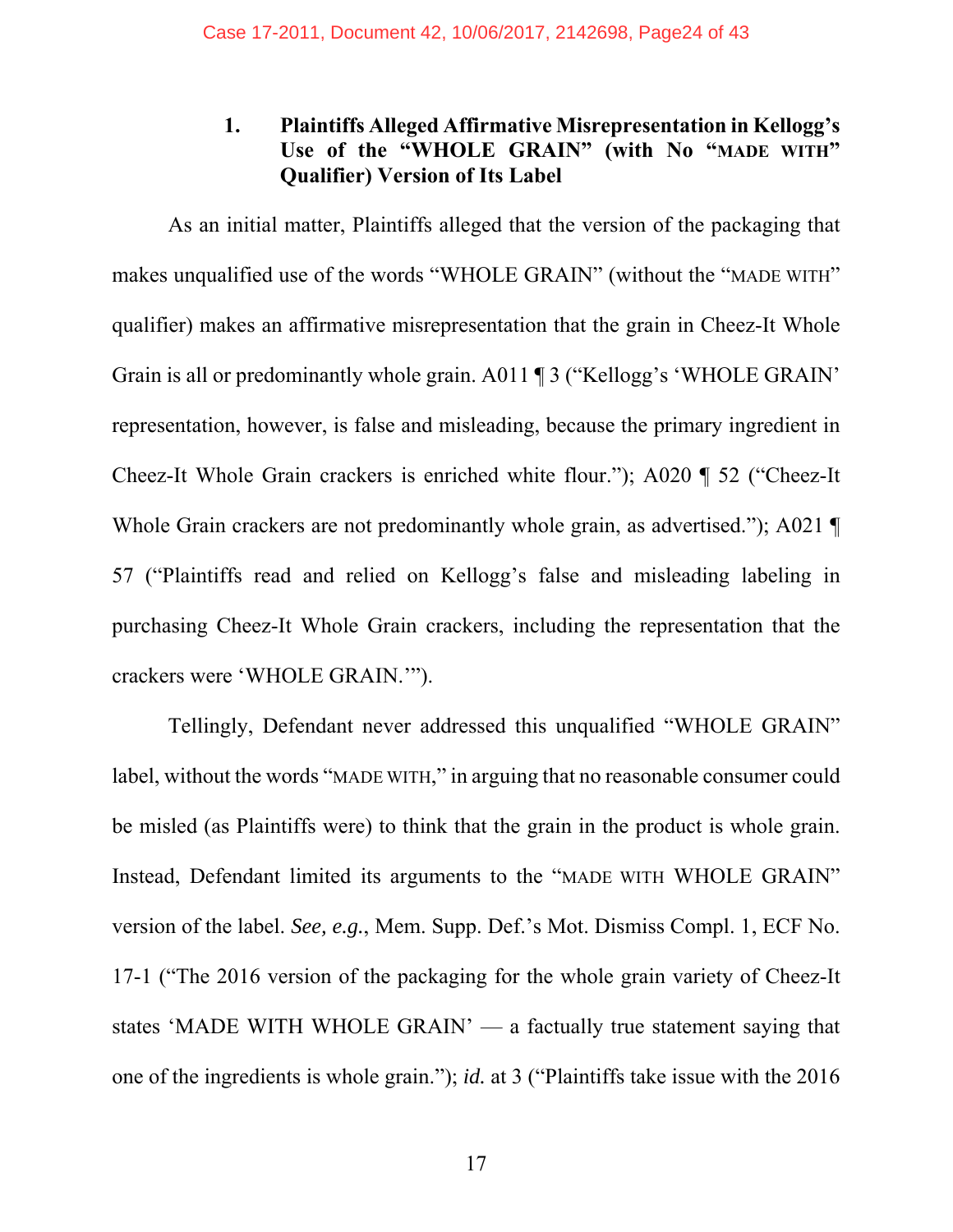### 1. Plaintiffs Alleged Affirmative Misrepresentation in Kellogg's Use of the "WHOLE GRAIN" (with No "MADE WITH" Qualifier) Version of Its Label

As an initial matter, Plaintiffs alleged that the version of the packaging that makes unqualified use of the words "WHOLE GRAIN" (without the "MADE WITH" qualifier) makes an affirmative misrepresentation that the grain in Cheez-It Whole Grain is all or predominantly whole grain. A011 ¶ 3 ("Kellogg's 'WHOLE GRAIN' representation, however, is false and misleading, because the primary ingredient in Cheez-It Whole Grain crackers is enriched white flour."); A020 ¶ 52 ("Cheez-It Whole Grain crackers are not predominantly whole grain, as advertised."); A021 ¶ 57 ("Plaintiffs read and relied on Kellogg's false and misleading labeling in purchasing Cheez-It Whole Grain crackers, including the representation that the crackers were 'WHOLE GRAIN.'").

Tellingly, Defendant never addressed this unqualified "WHOLE GRAIN" label, without the words "MADE WITH," in arguing that no reasonable consumer could be misled (as Plaintiffs were) to think that the grain in the product is whole grain. Instead, Defendant limited its arguments to the "MADE WITH WHOLE GRAIN" version of the label. *See, e.g.*, Mem. Supp. Def.'s Mot. Dismiss Compl. 1, ECF No. 17-1 ("The 2016 version of the packaging for the whole grain variety of Cheez-It states 'MADE WITH WHOLE GRAIN' — a factually true statement saying that one of the ingredients is whole grain."); *id.* at 3 ("Plaintiffs take issue with the 2016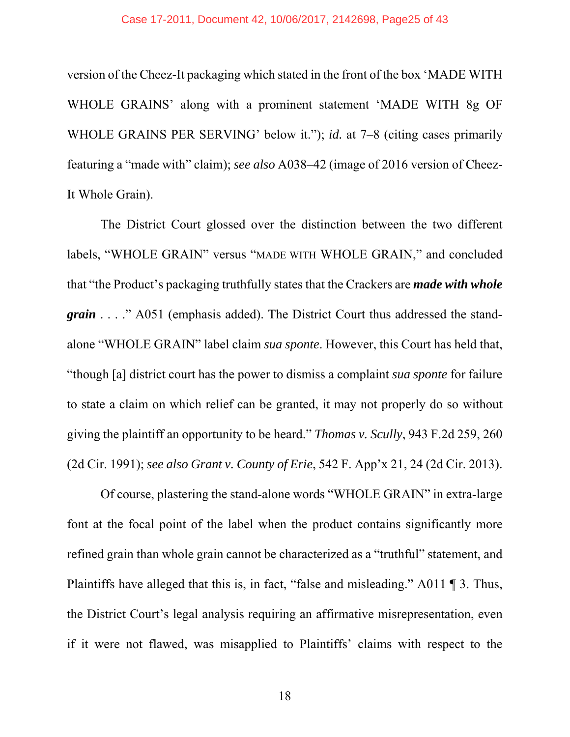version of the Cheez-It packaging which stated in the front of the box 'MADE WITH WHOLE GRAINS' along with a prominent statement 'MADE WITH 8g OF WHOLE GRAINS PER SERVING' below it."); *id.* at 7–8 (citing cases primarily featuring a "made with" claim); *see also* A038–42 (image of 2016 version of Cheez-It Whole Grain).

The District Court glossed over the distinction between the two different labels, "WHOLE GRAIN" versus "MADE WITH WHOLE GRAIN," and concluded that "the Product's packaging truthfully states that the Crackers are ***made with whole grain*** . . . ." A051 (emphasis added). The District Court thus addressed the stand-alone "WHOLE GRAIN" label claim *sua sponte*. However, this Court has held that, "though [a] district court has the power to dismiss a complaint *sua sponte* for failure to state a claim on which relief can be granted, it may not properly do so without giving the plaintiff an opportunity to be heard." *Thomas v. Scully*, 943 F.2d 259, 260 (2d Cir. 1991); *see also Grant v. County of Erie*, 542 F. App'x 21, 24 (2d Cir. 2013).

Of course, plastering the stand-alone words "WHOLE GRAIN" in extra-large font at the focal point of the label when the product contains significantly more refined grain than whole grain cannot be characterized as a "truthful" statement, and Plaintiffs have alleged that this is, in fact, "false and misleading." A011 ¶ 3. Thus, the District Court's legal analysis requiring an affirmative misrepresentation, even if it were not flawed, was misapplied to Plaintiffs' claims with respect to the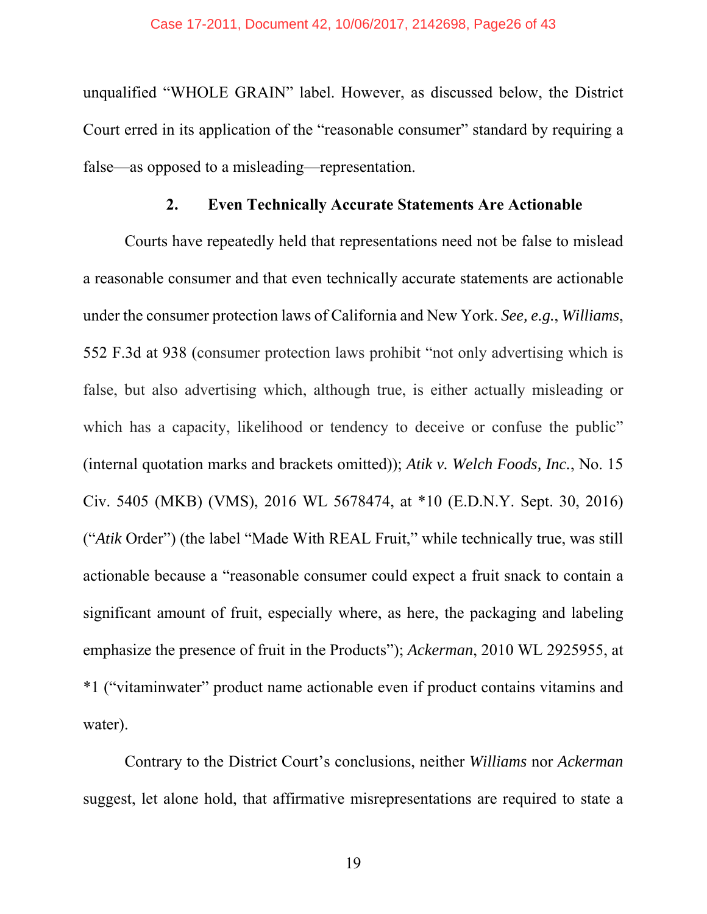unqualified "WHOLE GRAIN" label. However, as discussed below, the District Court erred in its application of the "reasonable consumer" standard by requiring a false—as opposed to a misleading—representation.

### 2. Even Technically Accurate Statements Are Actionable

Courts have repeatedly held that representations need not be false to mislead a reasonable consumer and that even technically accurate statements are actionable under the consumer protection laws of California and New York. *See, e.g.*, *Williams*, 552 F.3d at 938 (consumer protection laws prohibit "not only advertising which is false, but also advertising which, although true, is either actually misleading or which has a capacity, likelihood or tendency to deceive or confuse the public" (internal quotation marks and brackets omitted)); *Atik v. Welch Foods, Inc.*, No. 15 Civ. 5405 (MKB) (VMS), 2016 WL 5678474, at *10 (E.D.N.Y. Sept. 30, 2016) ("*Atik* Order") (the label "Made With REAL Fruit," while technically true, was still actionable because a "reasonable consumer could expect a fruit snack to contain a significant amount of fruit, especially where, as here, the packaging and labeling emphasize the presence of fruit in the Products"); *Ackerman*, 2010 WL 2925955, at *1 ("vitaminwater" product name actionable even if product contains vitamins and water).

Contrary to the District Court's conclusions, neither *Williams* nor *Ackerman* suggest, let alone hold, that affirmative misrepresentations are required to state a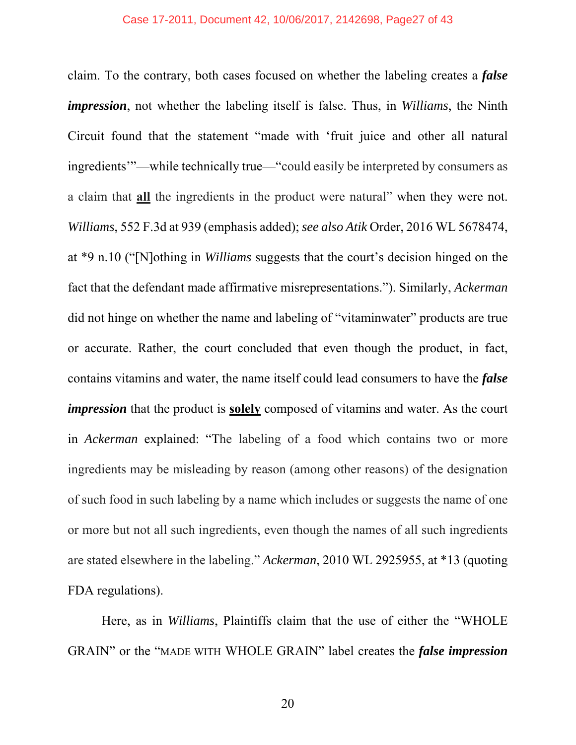claim. To the contrary, both cases focused on whether the labeling creates a ***false impression***, not whether the labeling itself is false. Thus, in *Williams*, the Ninth Circuit found that the statement "made with 'fruit juice and other all natural ingredients'"—while technically true—"could easily be interpreted by consumers as a claim that **all** the ingredients in the product were natural" when they were not. *Williams*, 552 F.3d at 939 (emphasis added); *see also Atik* Order, 2016 WL 5678474, at *9 n.10 ("[N]othing in *Williams* suggests that the court's decision hinged on the fact that the defendant made affirmative misrepresentations."). Similarly, *Ackerman* did not hinge on whether the name and labeling of "vitaminwater" products are true or accurate. Rather, the court concluded that even though the product, in fact, contains vitamins and water, the name itself could lead consumers to have the ***false impression*** that the product is **solely** composed of vitamins and water. As the court in *Ackerman* explained: "The labeling of a food which contains two or more ingredients may be misleading by reason (among other reasons) of the designation of such food in such labeling by a name which includes or suggests the name of one or more but not all such ingredients, even though the names of all such ingredients are stated elsewhere in the labeling." *Ackerman*, 2010 WL 2925955, at *13 (quoting FDA regulations).

Here, as in *Williams*, Plaintiffs claim that the use of either the "WHOLE GRAIN" or the "MADE WITH WHOLE GRAIN" label creates the ***false impression***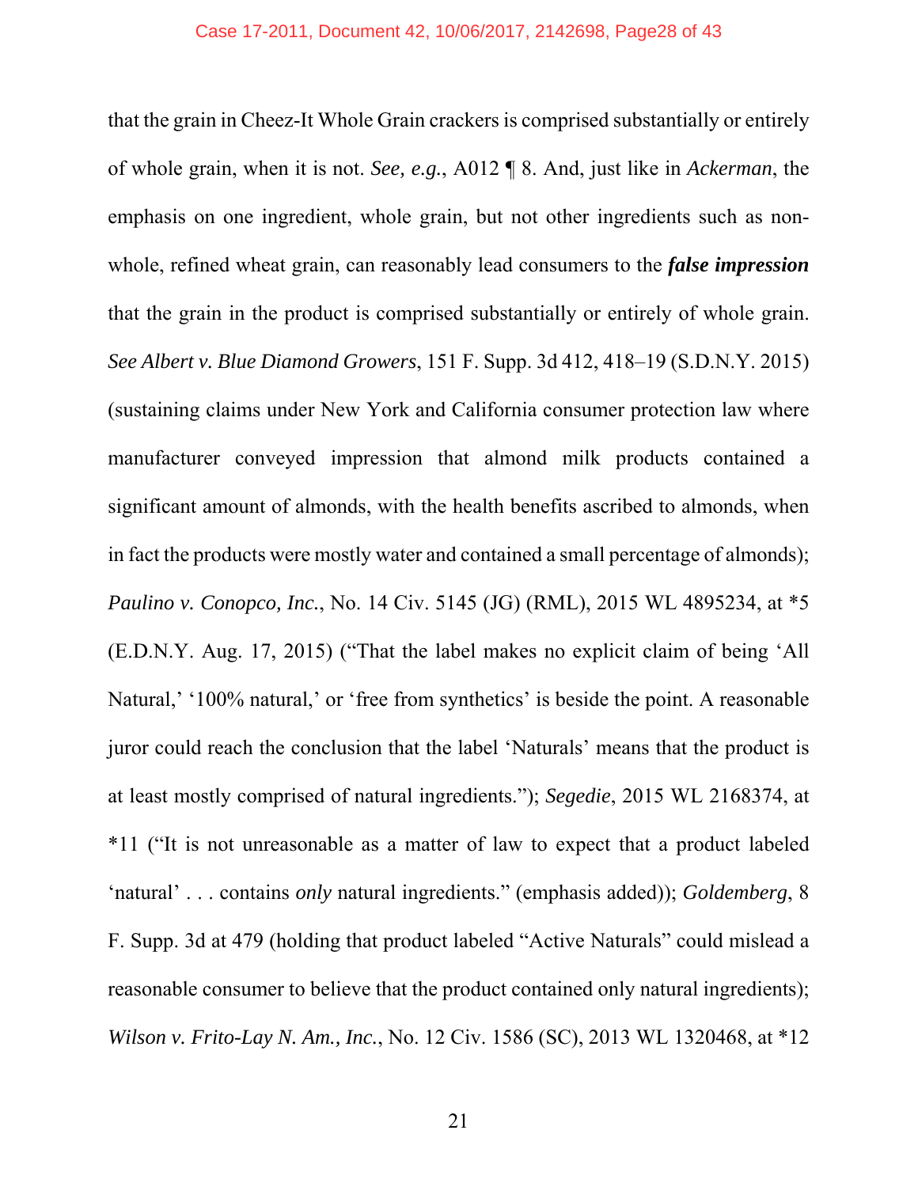that the grain in Cheez-It Whole Grain crackers is comprised substantially or entirely of whole grain, when it is not. *See, e.g.*, A012 ¶ 8. And, just like in *Ackerman*, the emphasis on one ingredient, whole grain, but not other ingredients such as non-whole, refined wheat grain, can reasonably lead consumers to the ***false impression*** that the grain in the product is comprised substantially or entirely of whole grain. *See Albert v. Blue Diamond Growers*, 151 F. Supp. 3d 412, 418–19 (S.D.N.Y. 2015) (sustaining claims under New York and California consumer protection law where manufacturer conveyed impression that almond milk products contained a significant amount of almonds, with the health benefits ascribed to almonds, when in fact the products were mostly water and contained a small percentage of almonds); *Paulino v. Conopco, Inc.*, No. 14 Civ. 5145 (JG) (RML), 2015 WL 4895234, at *5 (E.D.N.Y. Aug. 17, 2015) ("That the label makes no explicit claim of being 'All Natural,' '100% natural,' or 'free from synthetics' is beside the point. A reasonable juror could reach the conclusion that the label 'Naturals' means that the product is at least mostly comprised of natural ingredients."); *Segedie*, 2015 WL 2168374, at *11 ("It is not unreasonable as a matter of law to expect that a product labeled 'natural' . . . contains *only* natural ingredients." (emphasis added)); *Goldemberg*, 8 F. Supp. 3d at 479 (holding that product labeled "Active Naturals" could mislead a reasonable consumer to believe that the product contained only natural ingredients); *Wilson v. Frito-Lay N. Am., Inc.*, No. 12 Civ. 1586 (SC), 2013 WL 1320468, at *12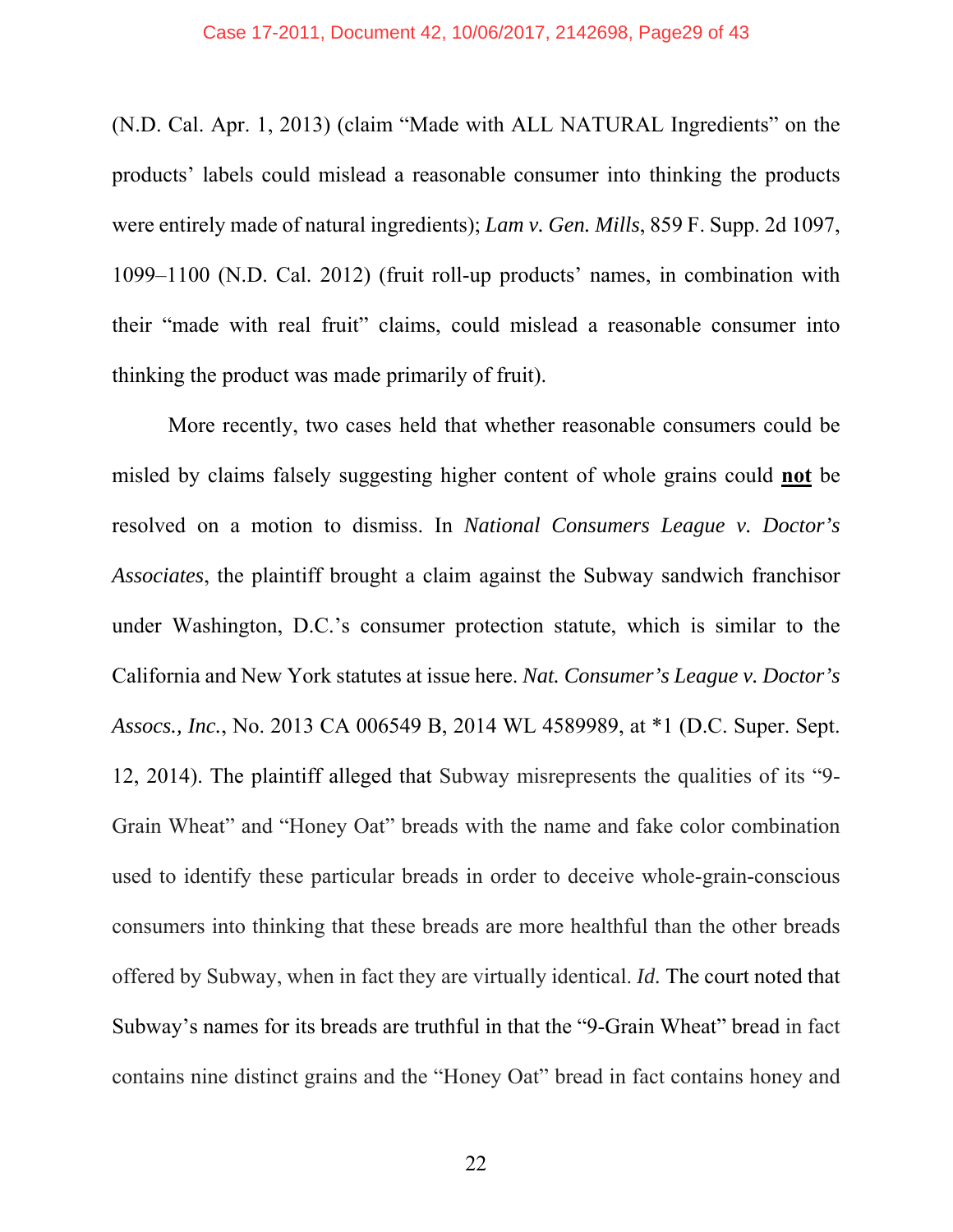(N.D. Cal. Apr. 1, 2013) (claim "Made with ALL NATURAL Ingredients" on the products' labels could mislead a reasonable consumer into thinking the products were entirely made of natural ingredients); *Lam v. Gen. Mills*, 859 F. Supp. 2d 1097, 1099–1100 (N.D. Cal. 2012) (fruit roll-up products' names, in combination with their "made with real fruit" claims, could mislead a reasonable consumer into thinking the product was made primarily of fruit).

More recently, two cases held that whether reasonable consumers could be misled by claims falsely suggesting higher content of whole grains could **<u>not</u>** be resolved on a motion to dismiss. In *National Consumers League v. Doctor's Associates*, the plaintiff brought a claim against the Subway sandwich franchisor under Washington, D.C.'s consumer protection statute, which is similar to the California and New York statutes at issue here. *Nat. Consumer's League v. Doctor's Assocs., Inc.*, No. 2013 CA 006549 B, 2014 WL 4589989, at *1 (D.C. Super. Sept. 12, 2014). The plaintiff alleged that Subway misrepresents the qualities of its "9-Grain Wheat" and "Honey Oat" breads with the name and fake color combination used to identify these particular breads in order to deceive whole-grain-conscious consumers into thinking that these breads are more healthful than the other breads offered by Subway, when in fact they are virtually identical. *Id.* The court noted that Subway's names for its breads are truthful in that the "9-Grain Wheat" bread in fact contains nine distinct grains and the "Honey Oat" bread in fact contains honey and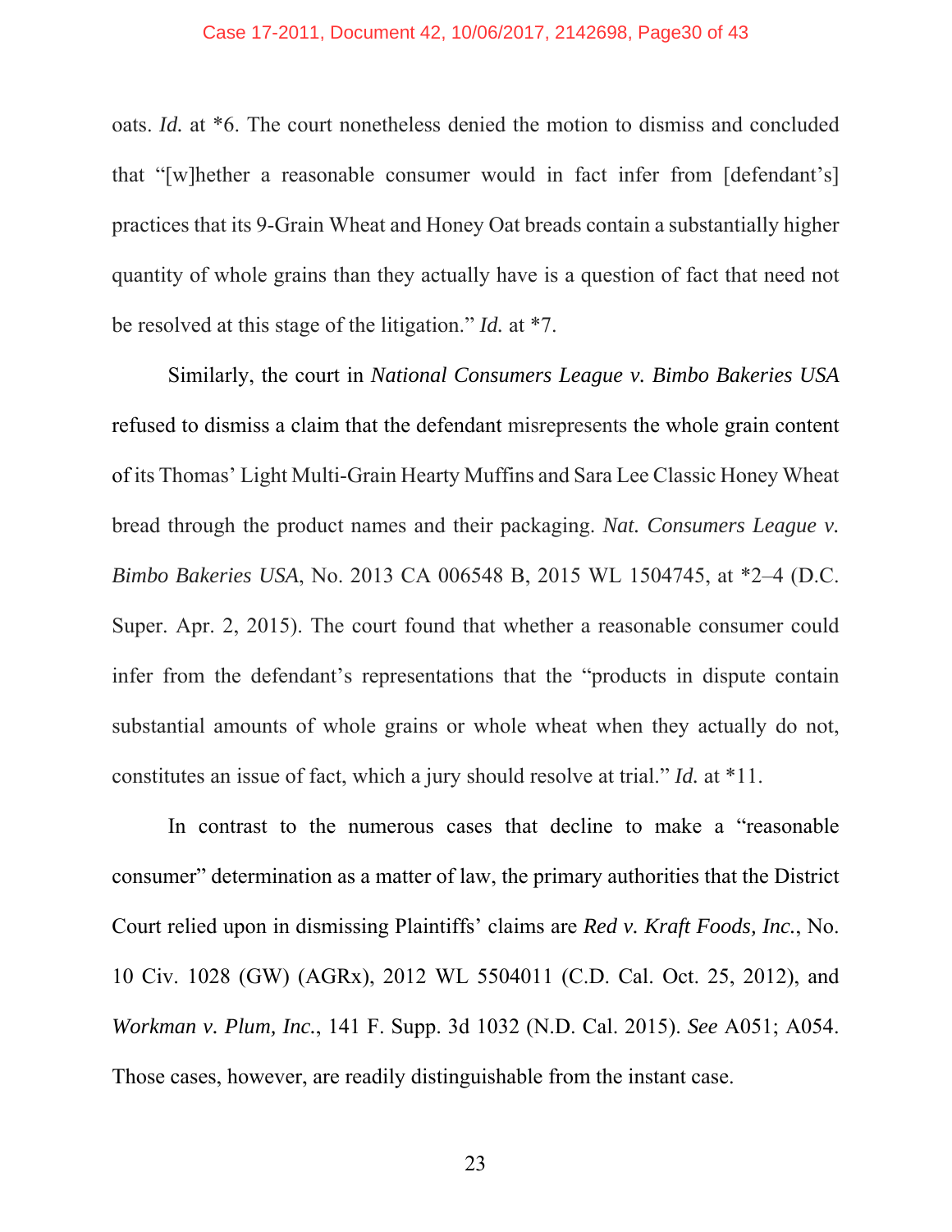oats. *Id.* at *6. The court nonetheless denied the motion to dismiss and concluded that "[w]hether a reasonable consumer would in fact infer from [defendant's] practices that its 9-Grain Wheat and Honey Oat breads contain a substantially higher quantity of whole grains than they actually have is a question of fact that need not be resolved at this stage of the litigation." *Id.* at *7.

Similarly, the court in *National Consumers League v. Bimbo Bakeries USA* refused to dismiss a claim that the defendant misrepresents the whole grain content of its Thomas' Light Multi-Grain Hearty Muffins and Sara Lee Classic Honey Wheat bread through the product names and their packaging. *Nat. Consumers League v. Bimbo Bakeries USA*, No. 2013 CA 006548 B, 2015 WL 1504745, at *2–4 (D.C. Super. Apr. 2, 2015). The court found that whether a reasonable consumer could infer from the defendant's representations that the "products in dispute contain substantial amounts of whole grains or whole wheat when they actually do not, constitutes an issue of fact, which a jury should resolve at trial." *Id.* at *11.

In contrast to the numerous cases that decline to make a "reasonable consumer" determination as a matter of law, the primary authorities that the District Court relied upon in dismissing Plaintiffs' claims are *Red v. Kraft Foods, Inc.*, No. 10 Civ. 1028 (GW) (AGRx), 2012 WL 5504011 (C.D. Cal. Oct. 25, 2012), and *Workman v. Plum, Inc.*, 141 F. Supp. 3d 1032 (N.D. Cal. 2015). *See* A051; A054. Those cases, however, are readily distinguishable from the instant case.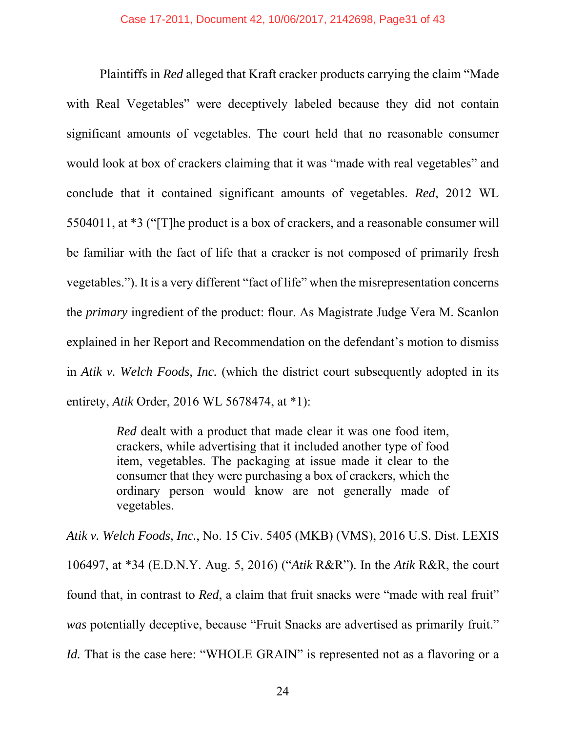Plaintiffs in *Red* alleged that Kraft cracker products carrying the claim "Made with Real Vegetables" were deceptively labeled because they did not contain significant amounts of vegetables. The court held that no reasonable consumer would look at box of crackers claiming that it was "made with real vegetables" and conclude that it contained significant amounts of vegetables. *Red*, 2012 WL 5504011, at *3 ("[T]he product is a box of crackers, and a reasonable consumer will be familiar with the fact of life that a cracker is not composed of primarily fresh vegetables."). It is a very different "fact of life" when the misrepresentation concerns the *primary* ingredient of the product: flour. As Magistrate Judge Vera M. Scanlon explained in her Report and Recommendation on the defendant's motion to dismiss in *Atik v. Welch Foods, Inc.* (which the district court subsequently adopted in its entirety, *Atik* Order, 2016 WL 5678474, at *1):

> *Red* dealt with a product that made clear it was one food item, crackers, while advertising that it included another type of food item, vegetables. The packaging at issue made it clear to the consumer that they were purchasing a box of crackers, which the ordinary person would know are not generally made of vegetables.

*Atik v. Welch Foods, Inc.*, No. 15 Civ. 5405 (MKB) (VMS), 2016 U.S. Dist. LEXIS 106497, at *34 (E.D.N.Y. Aug. 5, 2016) ("*Atik* R&R"). In the *Atik* R&R, the court found that, in contrast to *Red*, a claim that fruit snacks were "made with real fruit" *was* potentially deceptive, because "Fruit Snacks are advertised as primarily fruit." *Id.* That is the case here: "WHOLE GRAIN" is represented not as a flavoring or a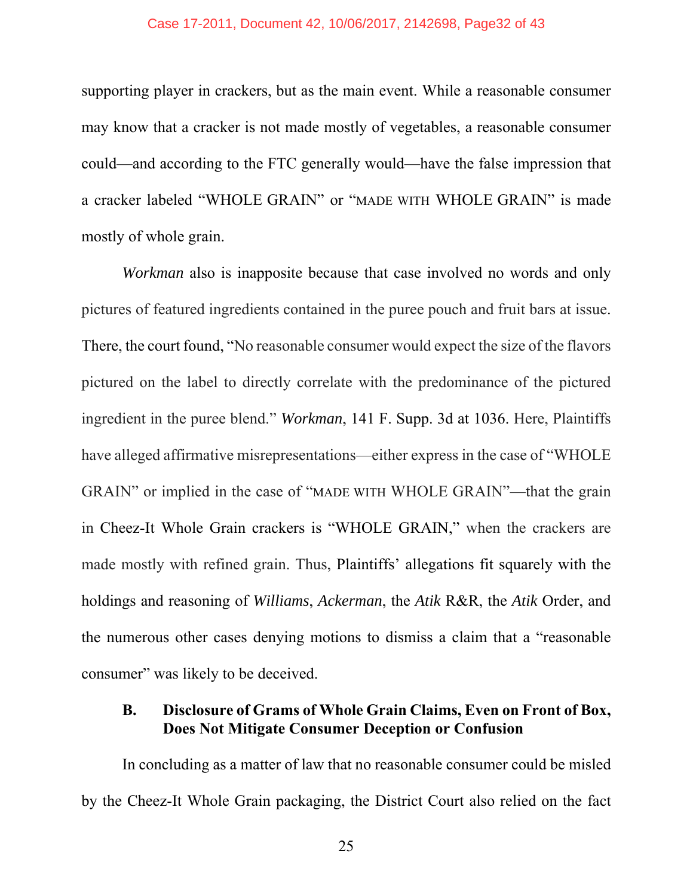supporting player in crackers, but as the main event. While a reasonable consumer may know that a cracker is not made mostly of vegetables, a reasonable consumer could—and according to the FTC generally would—have the false impression that a cracker labeled "WHOLE GRAIN" or "MADE WITH WHOLE GRAIN" is made mostly of whole grain.

*Workman* also is inapposite because that case involved no words and only pictures of featured ingredients contained in the puree pouch and fruit bars at issue. There, the court found, "No reasonable consumer would expect the size of the flavors pictured on the label to directly correlate with the predominance of the pictured ingredient in the puree blend." *Workman*, 141 F. Supp. 3d at 1036. Here, Plaintiffs have alleged affirmative misrepresentations—either express in the case of "WHOLE GRAIN" or implied in the case of "MADE WITH WHOLE GRAIN"—that the grain in Cheez-It Whole Grain crackers is "WHOLE GRAIN," when the crackers are made mostly with refined grain. Thus, Plaintiffs' allegations fit squarely with the holdings and reasoning of *Williams*, *Ackerman*, the *Atik* R&R, the *Atik* Order, and the numerous other cases denying motions to dismiss a claim that a "reasonable consumer" was likely to be deceived.

### B. Disclosure of Grams of Whole Grain Claims, Even on Front of Box, Does Not Mitigate Consumer Deception or Confusion

In concluding as a matter of law that no reasonable consumer could be misled by the Cheez-It Whole Grain packaging, the District Court also relied on the fact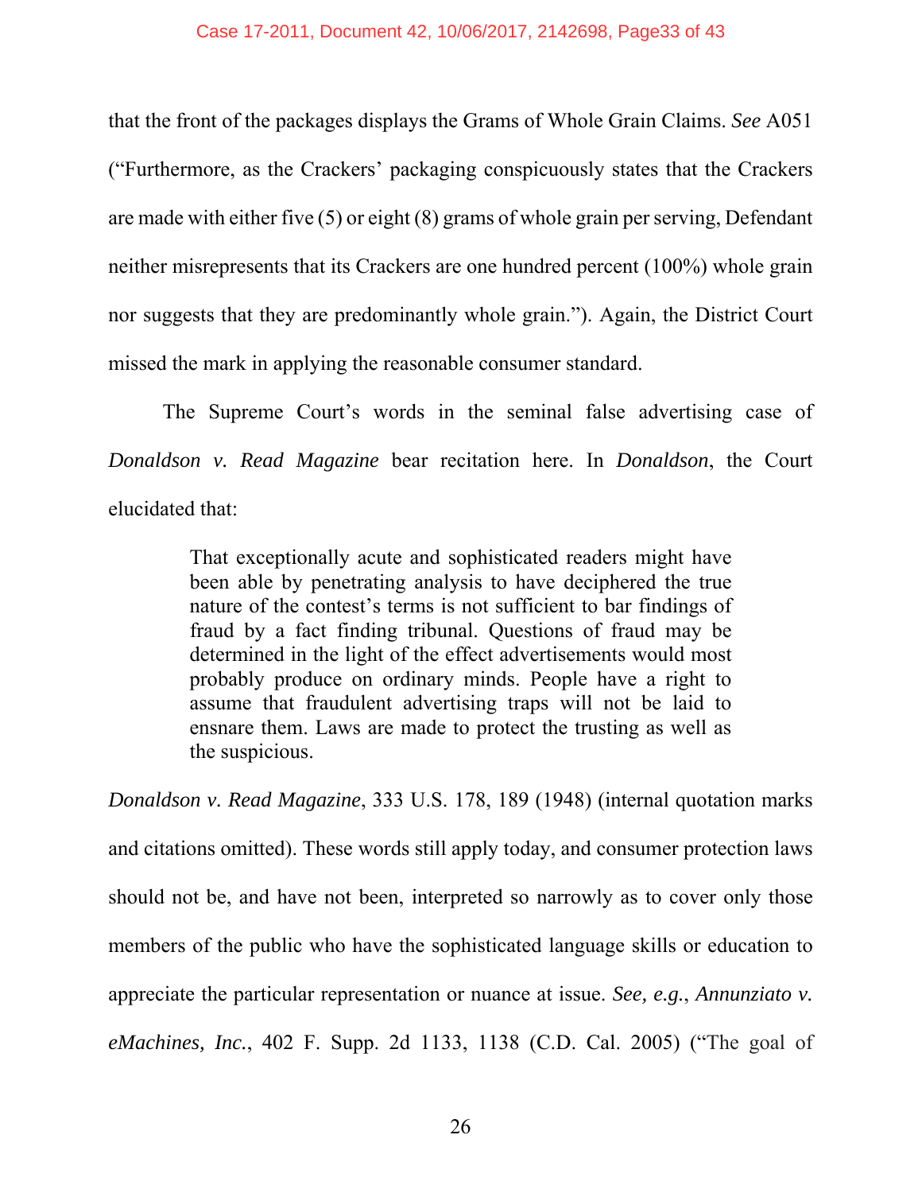that the front of the packages displays the Grams of Whole Grain Claims. *See* A051 ("Furthermore, as the Crackers' packaging conspicuously states that the Crackers are made with either five (5) or eight (8) grams of whole grain per serving, Defendant neither misrepresents that its Crackers are one hundred percent (100%) whole grain nor suggests that they are predominantly whole grain."). Again, the District Court missed the mark in applying the reasonable consumer standard.

The Supreme Court's words in the seminal false advertising case of *Donaldson v. Read Magazine* bear recitation here. In *Donaldson*, the Court elucidated that:

> That exceptionally acute and sophisticated readers might have been able by penetrating analysis to have deciphered the true nature of the contest's terms is not sufficient to bar findings of fraud by a fact finding tribunal. Questions of fraud may be determined in the light of the effect advertisements would most probably produce on ordinary minds. People have a right to assume that fraudulent advertising traps will not be laid to ensnare them. Laws are made to protect the trusting as well as the suspicious.

*Donaldson v. Read Magazine*, 333 U.S. 178, 189 (1948) (internal quotation marks and citations omitted). These words still apply today, and consumer protection laws should not be, and have not been, interpreted so narrowly as to cover only those members of the public who have the sophisticated language skills or education to appreciate the particular representation or nuance at issue. *See, e.g.*, *Annunziato v. eMachines, Inc.*, 402 F. Supp. 2d 1133, 1138 (C.D. Cal. 2005) ("The goal of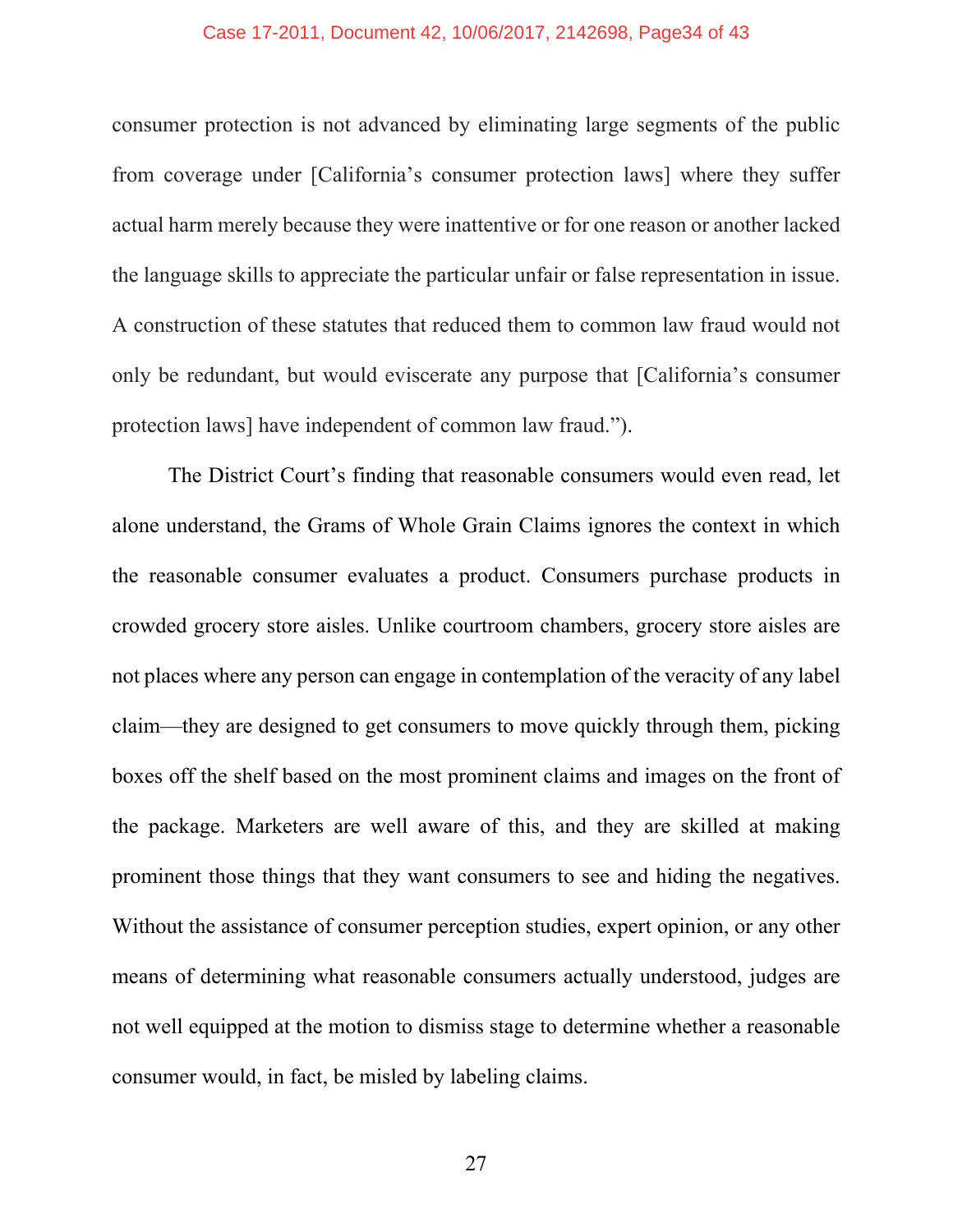consumer protection is not advanced by eliminating large segments of the public from coverage under [California's consumer protection laws] where they suffer actual harm merely because they were inattentive or for one reason or another lacked the language skills to appreciate the particular unfair or false representation in issue. A construction of these statutes that reduced them to common law fraud would not only be redundant, but would eviscerate any purpose that [California's consumer protection laws] have independent of common law fraud.").

The District Court's finding that reasonable consumers would even read, let alone understand, the Grams of Whole Grain Claims ignores the context in which the reasonable consumer evaluates a product. Consumers purchase products in crowded grocery store aisles. Unlike courtroom chambers, grocery store aisles are not places where any person can engage in contemplation of the veracity of any label claim—they are designed to get consumers to move quickly through them, picking boxes off the shelf based on the most prominent claims and images on the front of the package. Marketers are well aware of this, and they are skilled at making prominent those things that they want consumers to see and hiding the negatives. Without the assistance of consumer perception studies, expert opinion, or any other means of determining what reasonable consumers actually understood, judges are not well equipped at the motion to dismiss stage to determine whether a reasonable consumer would, in fact, be misled by labeling claims.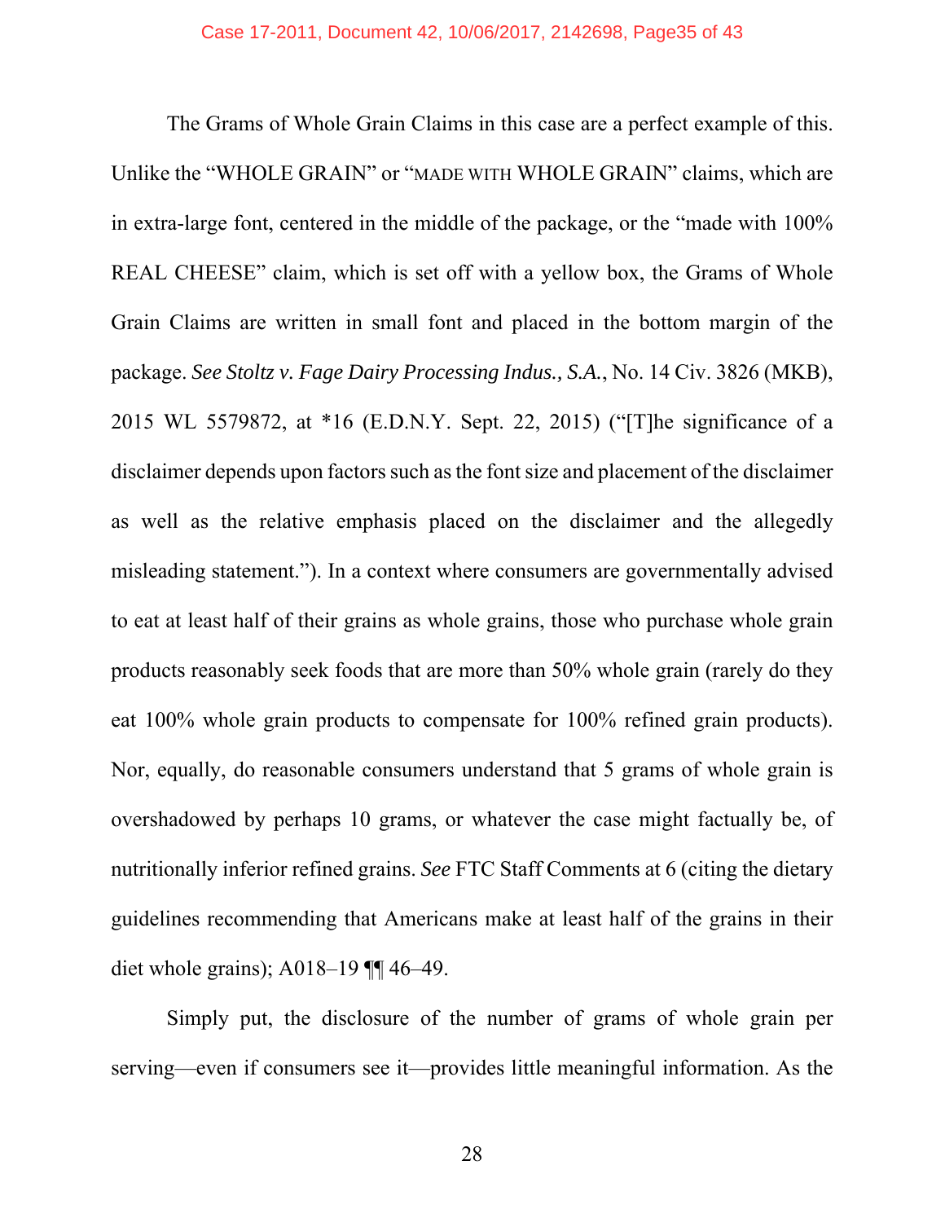The Grams of Whole Grain Claims in this case are a perfect example of this. Unlike the "WHOLE GRAIN" or "MADE WITH WHOLE GRAIN" claims, which are in extra-large font, centered in the middle of the package, or the "made with 100% REAL CHEESE" claim, which is set off with a yellow box, the Grams of Whole Grain Claims are written in small font and placed in the bottom margin of the package. *See Stoltz v. Fage Dairy Processing Indus., S.A.*, No. 14 Civ. 3826 (MKB), 2015 WL 5579872, at *16 (E.D.N.Y. Sept. 22, 2015) ("[T]he significance of a disclaimer depends upon factors such as the font size and placement of the disclaimer as well as the relative emphasis placed on the disclaimer and the allegedly misleading statement."). In a context where consumers are governmentally advised to eat at least half of their grains as whole grains, those who purchase whole grain products reasonably seek foods that are more than 50% whole grain (rarely do they eat 100% whole grain products to compensate for 100% refined grain products). Nor, equally, do reasonable consumers understand that 5 grams of whole grain is overshadowed by perhaps 10 grams, or whatever the case might factually be, of nutritionally inferior refined grains. *See* FTC Staff Comments at 6 (citing the dietary guidelines recommending that Americans make at least half of the grains in their diet whole grains); A018–19 ¶¶ 46–49.

Simply put, the disclosure of the number of grams of whole grain per serving—even if consumers see it—provides little meaningful information. As the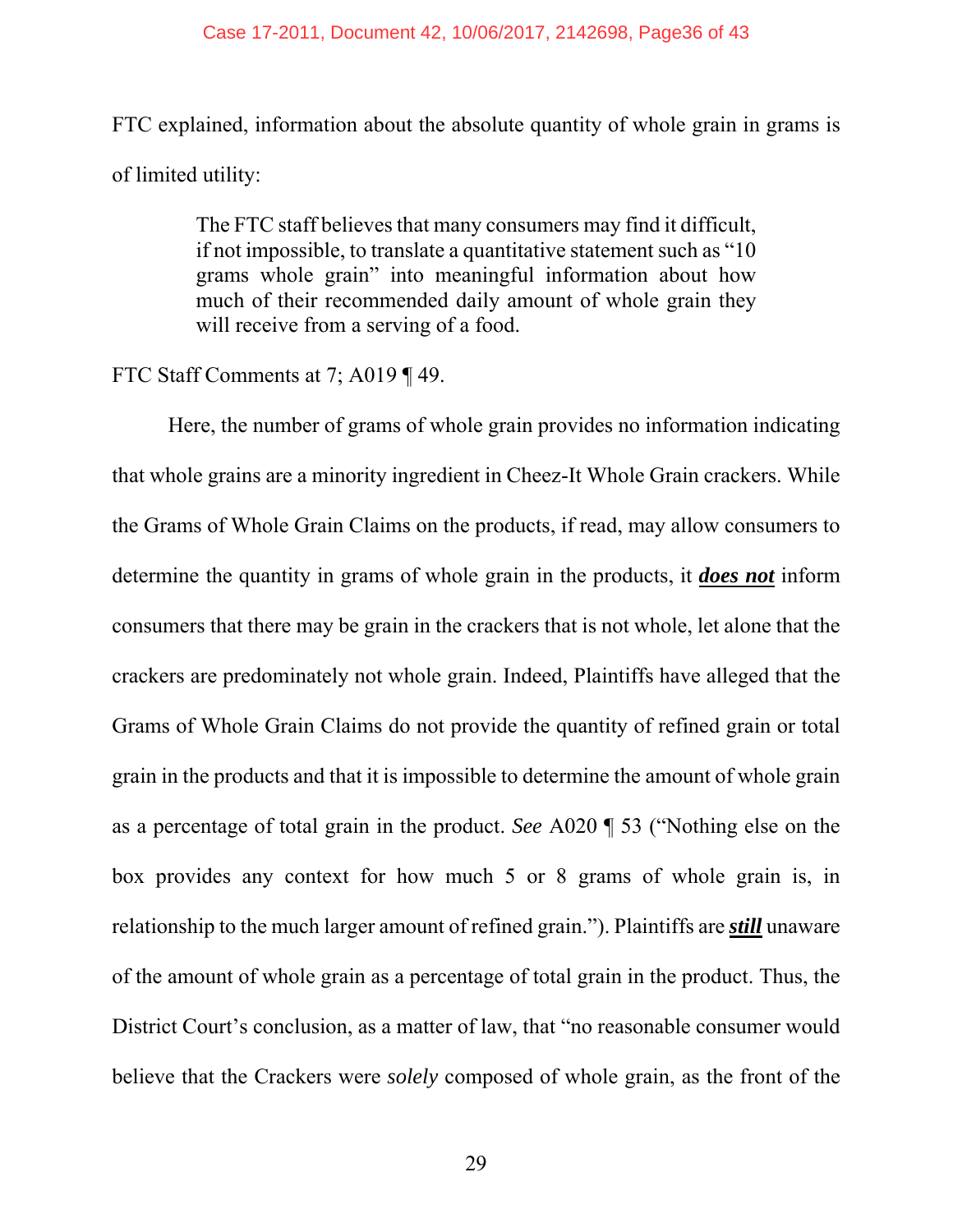FTC explained, information about the absolute quantity of whole grain in grams is of limited utility:

> The FTC staff believes that many consumers may find it difficult, if not impossible, to translate a quantitative statement such as "10 grams whole grain" into meaningful information about how much of their recommended daily amount of whole grain they will receive from a serving of a food.

FTC Staff Comments at 7; A019 ¶ 49.

Here, the number of grams of whole grain provides no information indicating that whole grains are a minority ingredient in Cheez-It Whole Grain crackers. While the Grams of Whole Grain Claims on the products, if read, may allow consumers to determine the quantity in grams of whole grain in the products, it ***<u>does not</u>*** inform consumers that there may be grain in the crackers that is not whole, let alone that the crackers are predominately not whole grain. Indeed, Plaintiffs have alleged that the Grams of Whole Grain Claims do not provide the quantity of refined grain or total grain in the products and that it is impossible to determine the amount of whole grain as a percentage of total grain in the product. *See* A020 ¶ 53 ("Nothing else on the box provides any context for how much 5 or 8 grams of whole grain is, in relationship to the much larger amount of refined grain."). Plaintiffs are ***<u>still</u>*** unaware of the amount of whole grain as a percentage of total grain in the product. Thus, the District Court's conclusion, as a matter of law, that "no reasonable consumer would believe that the Crackers were *solely* composed of whole grain, as the front of the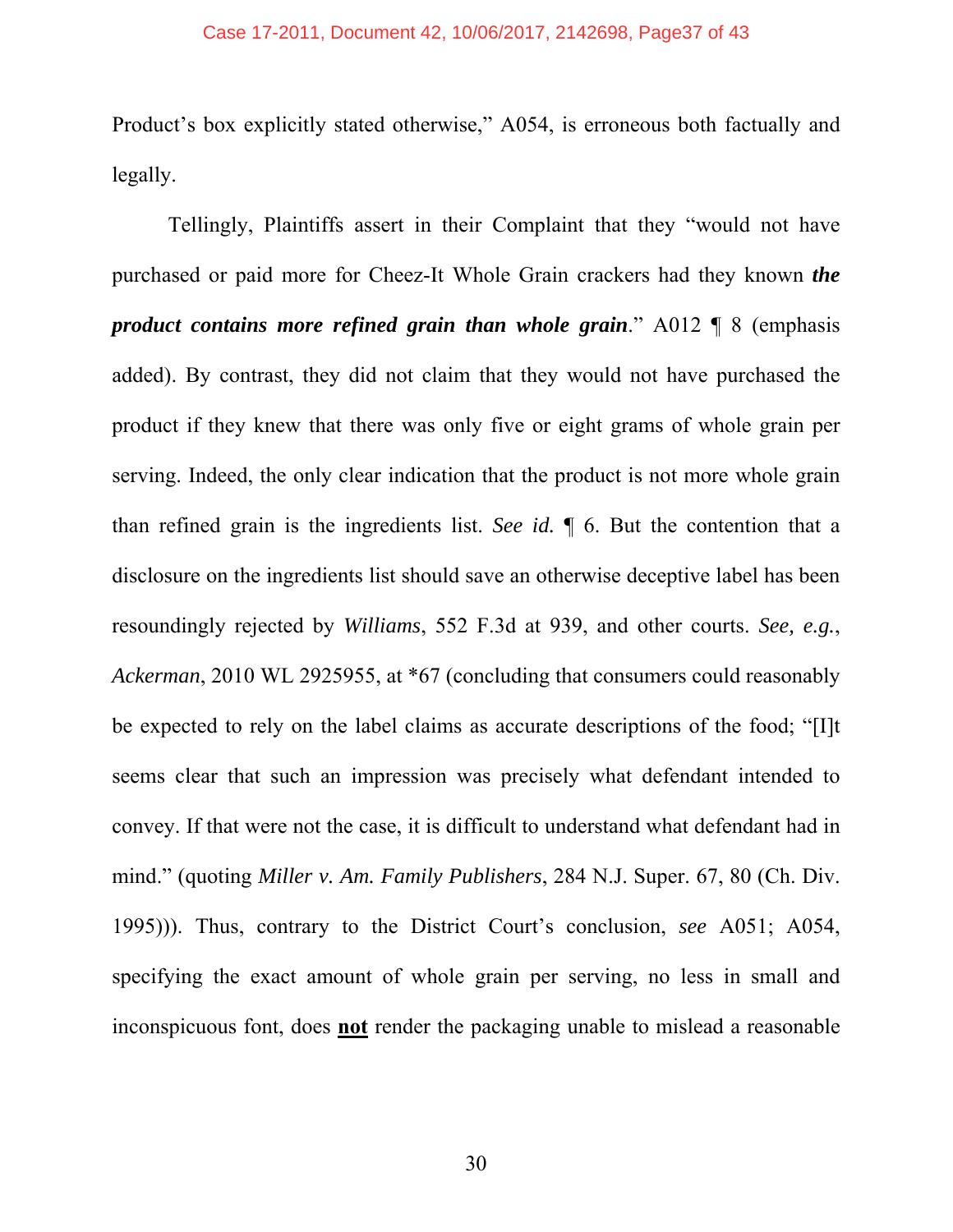Product's box explicitly stated otherwise," A054, is erroneous both factually and legally.

Tellingly, Plaintiffs assert in their Complaint that they "would not have purchased or paid more for Cheez-It Whole Grain crackers had they known ***the product contains more refined grain than whole grain***." A012 ¶ 8 (emphasis added). By contrast, they did not claim that they would not have purchased the product if they knew that there was only five or eight grams of whole grain per serving. Indeed, the only clear indication that the product is not more whole grain than refined grain is the ingredients list. *See id.* ¶ 6. But the contention that a disclosure on the ingredients list should save an otherwise deceptive label has been resoundingly rejected by *Williams*, 552 F.3d at 939, and other courts. *See, e.g.*, *Ackerman*, 2010 WL 2925955, at *67 (concluding that consumers could reasonably be expected to rely on the label claims as accurate descriptions of the food; "[I]t seems clear that such an impression was precisely what defendant intended to convey. If that were not the case, it is difficult to understand what defendant had in mind." (quoting *Miller v. Am. Family Publishers*, 284 N.J. Super. 67, 80 (Ch. Div. 1995))). Thus, contrary to the District Court's conclusion, *see* A051; A054, specifying the exact amount of whole grain per serving, no less in small and inconspicuous font, does **not** render the packaging unable to mislead a reasonable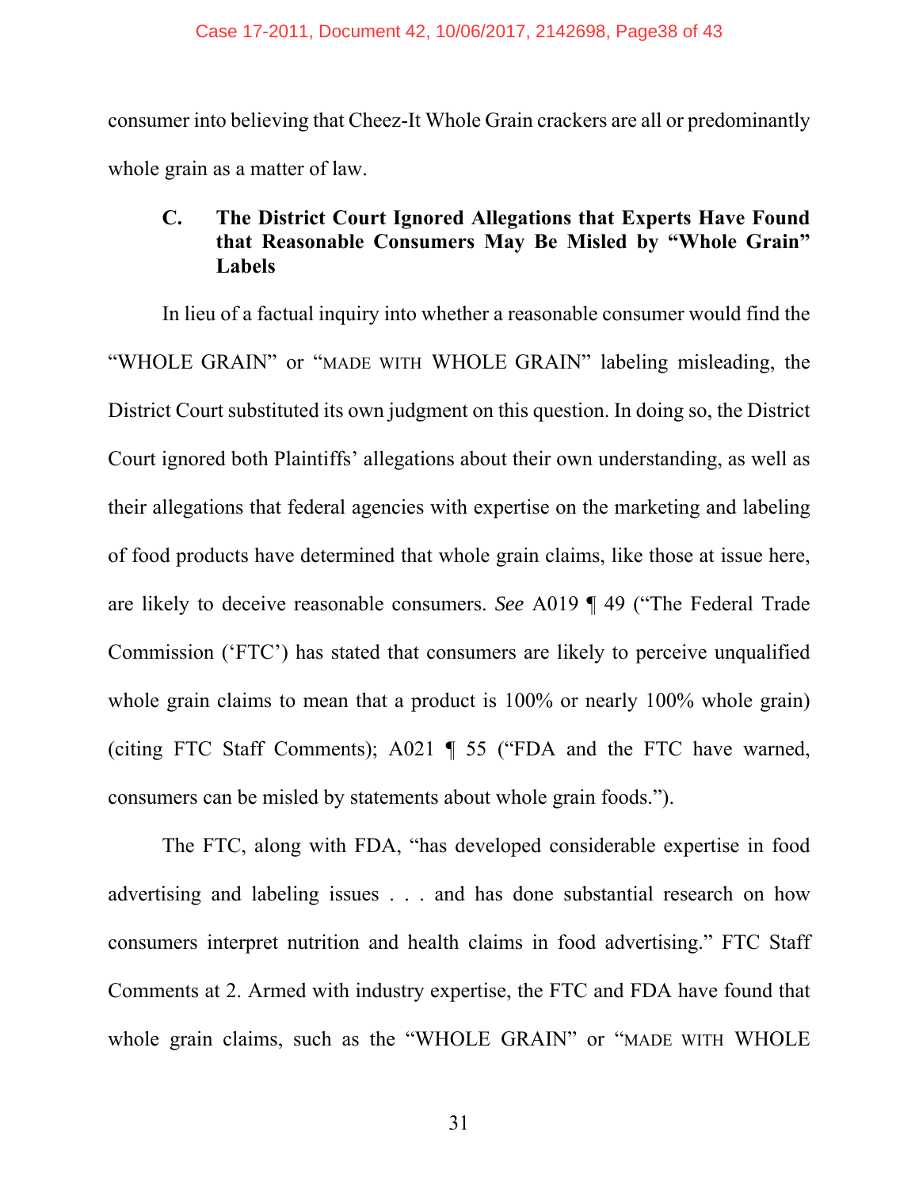consumer into believing that Cheez-It Whole Grain crackers are all or predominantly whole grain as a matter of law.

### C. The District Court Ignored Allegations that Experts Have Found that Reasonable Consumers May Be Misled by "Whole Grain" Labels

In lieu of a factual inquiry into whether a reasonable consumer would find the "WHOLE GRAIN" or "MADE WITH WHOLE GRAIN" labeling misleading, the District Court substituted its own judgment on this question. In doing so, the District Court ignored both Plaintiffs' allegations about their own understanding, as well as their allegations that federal agencies with expertise on the marketing and labeling of food products have determined that whole grain claims, like those at issue here, are likely to deceive reasonable consumers. *See* A019 ¶ 49 ("The Federal Trade Commission ('FTC') has stated that consumers are likely to perceive unqualified whole grain claims to mean that a product is 100% or nearly 100% whole grain) (citing FTC Staff Comments); A021 ¶ 55 ("FDA and the FTC have warned, consumers can be misled by statements about whole grain foods.").

The FTC, along with FDA, "has developed considerable expertise in food advertising and labeling issues . . . and has done substantial research on how consumers interpret nutrition and health claims in food advertising." FTC Staff Comments at 2. Armed with industry expertise, the FTC and FDA have found that whole grain claims, such as the "WHOLE GRAIN" or "MADE WITH WHOLE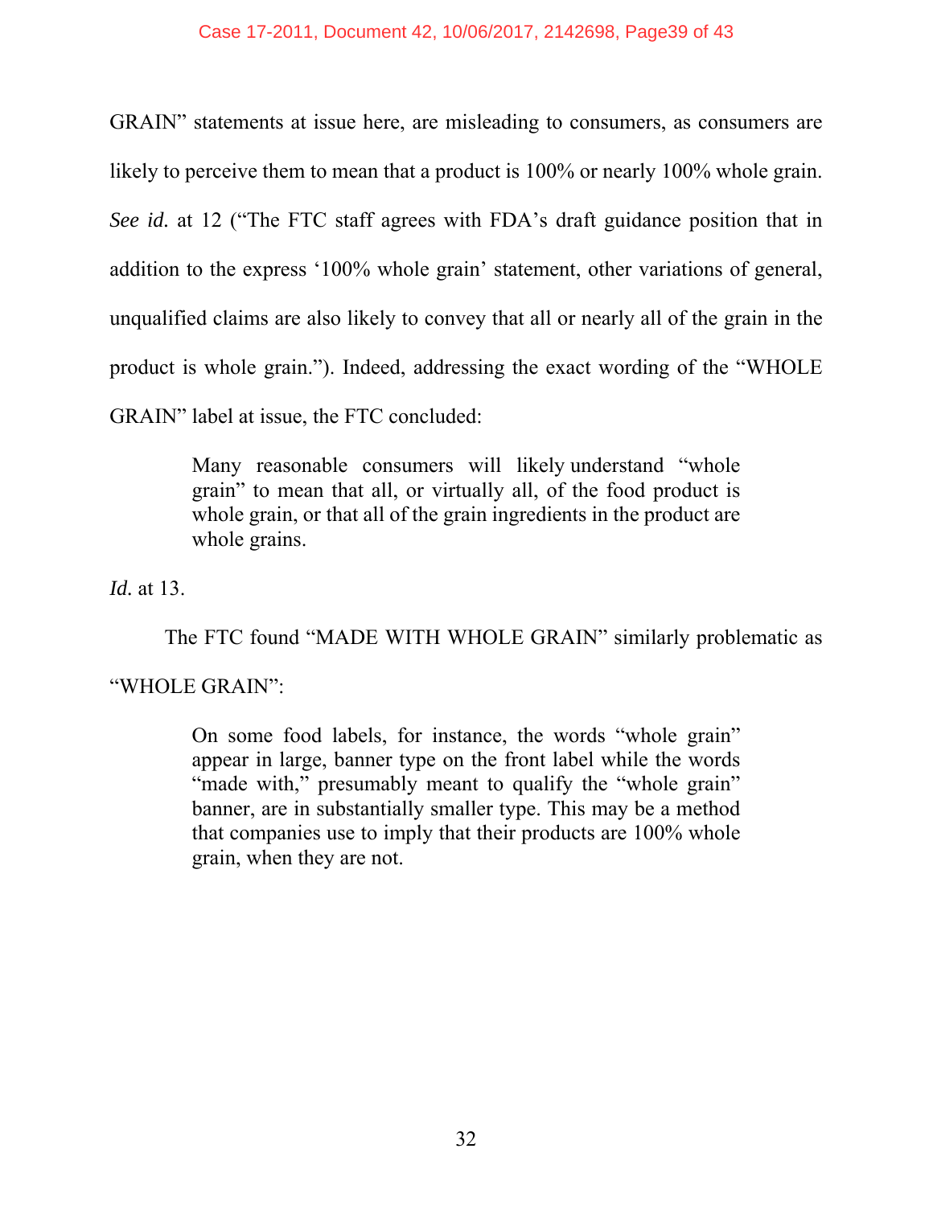GRAIN" statements at issue here, are misleading to consumers, as consumers are likely to perceive them to mean that a product is 100% or nearly 100% whole grain. *See id.* at 12 ("The FTC staff agrees with FDA's draft guidance position that in addition to the express '100% whole grain' statement, other variations of general, unqualified claims are also likely to convey that all or nearly all of the grain in the product is whole grain."). Indeed, addressing the exact wording of the "WHOLE GRAIN" label at issue, the FTC concluded:

> Many reasonable consumers will likely understand "whole grain" to mean that all, or virtually all, of the food product is whole grain, or that all of the grain ingredients in the product are whole grains.

*Id.* at 13.

The FTC found "MADE WITH WHOLE GRAIN" similarly problematic as "WHOLE GRAIN":

> On some food labels, for instance, the words "whole grain" appear in large, banner type on the front label while the words "made with," presumably meant to qualify the "whole grain" banner, are in substantially smaller type. This may be a method that companies use to imply that their products are 100% whole grain, when they are not.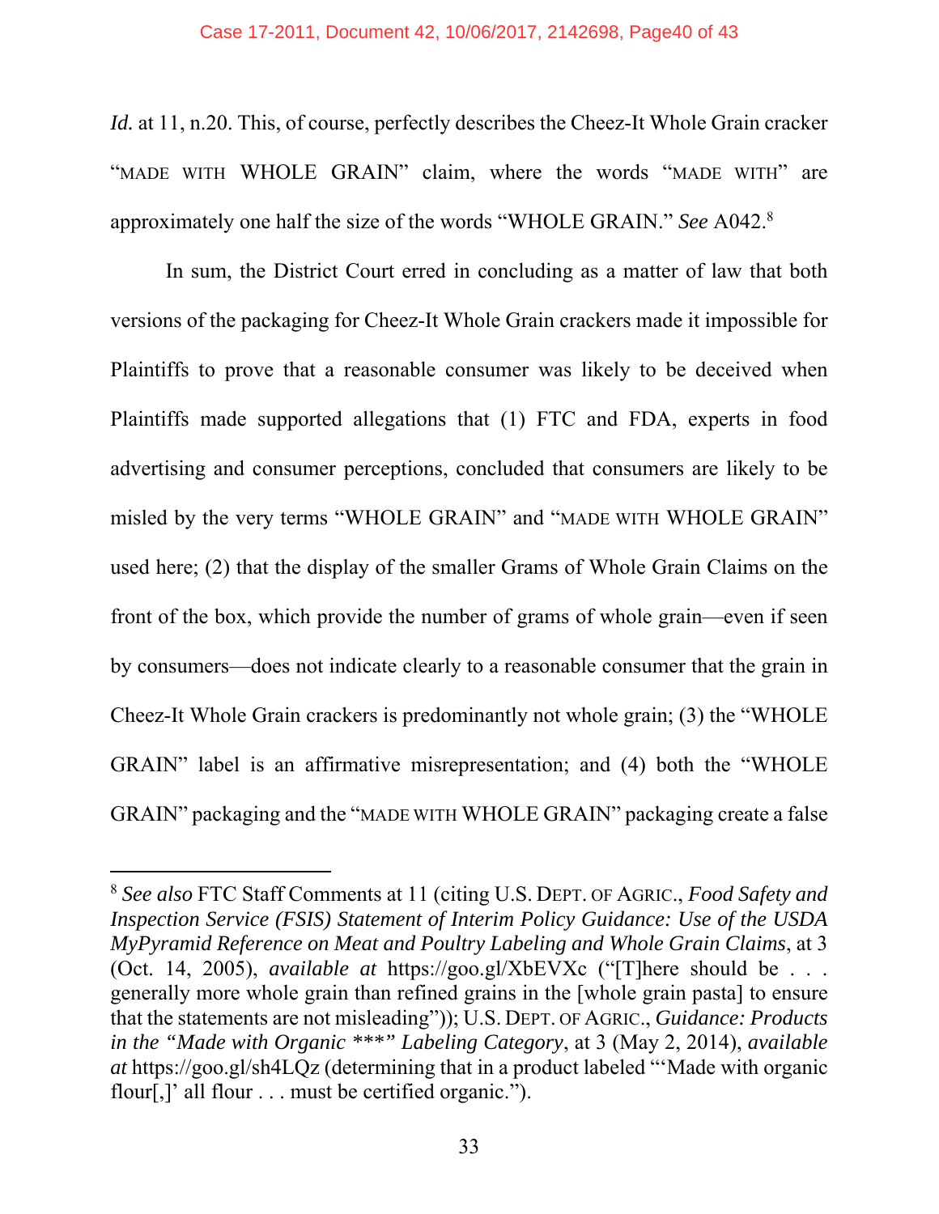*Id.* at 11, n.20. This, of course, perfectly describes the Cheez-It Whole Grain cracker "MADE WITH WHOLE GRAIN" claim, where the words "MADE WITH" are approximately one half the size of the words "WHOLE GRAIN." *See* A042.[8]

In sum, the District Court erred in concluding as a matter of law that both versions of the packaging for Cheez-It Whole Grain crackers made it impossible for Plaintiffs to prove that a reasonable consumer was likely to be deceived when Plaintiffs made supported allegations that (1) FTC and FDA, experts in food advertising and consumer perceptions, concluded that consumers are likely to be misled by the very terms "WHOLE GRAIN" and "MADE WITH WHOLE GRAIN" used here; (2) that the display of the smaller Grams of Whole Grain Claims on the front of the box, which provide the number of grams of whole grain—even if seen by consumers—does not indicate clearly to a reasonable consumer that the grain in Cheez-It Whole Grain crackers is predominantly not whole grain; (3) the "WHOLE GRAIN" label is an affirmative misrepresentation; and (4) both the "WHOLE GRAIN" packaging and the "MADE WITH WHOLE GRAIN" packaging create a false

---

[8] *See also* FTC Staff Comments at 11 (citing U.S. DEPT. OF AGRIC., *Food Safety and Inspection Service (FSIS) Statement of Interim Policy Guidance: Use of the USDA MyPyramid Reference on Meat and Poultry Labeling and Whole Grain Claims*, at 3 (Oct. 14, 2005), *available at* https://goo.gl/XbEVXc ("[T]here should be . . . generally more whole grain than refined grains in the [whole grain pasta] to ensure that the statements are not misleading")); U.S. DEPT. OF AGRIC., *Guidance: Products in the "Made with Organic ***" Labeling Category*, at 3 (May 2, 2014), *available at* https://goo.gl/sh4LQz (determining that in a product labeled "'Made with organic flour[,]' all flour . . . must be certified organic.").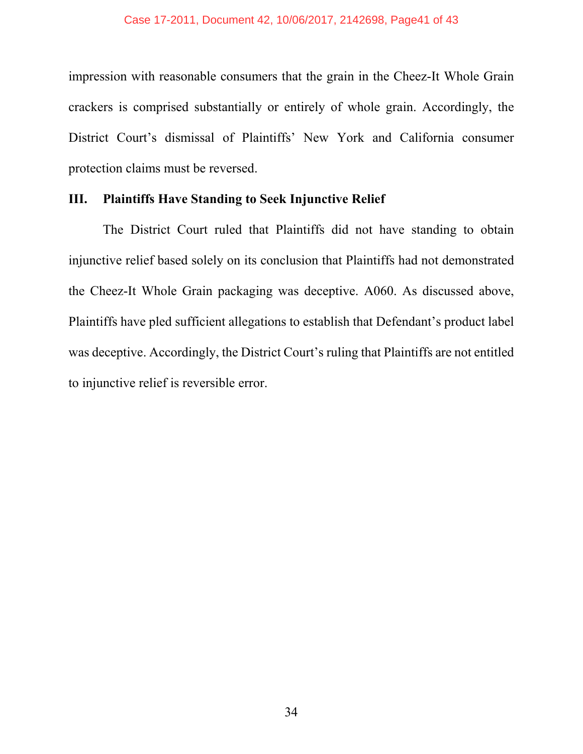impression with reasonable consumers that the grain in the Cheez-It Whole Grain crackers is comprised substantially or entirely of whole grain. Accordingly, the District Court's dismissal of Plaintiffs' New York and California consumer protection claims must be reversed.

## III. Plaintiffs Have Standing to Seek Injunctive Relief

The District Court ruled that Plaintiffs did not have standing to obtain injunctive relief based solely on its conclusion that Plaintiffs had not demonstrated the Cheez-It Whole Grain packaging was deceptive. A060. As discussed above, Plaintiffs have pled sufficient allegations to establish that Defendant's product label was deceptive. Accordingly, the District Court's ruling that Plaintiffs are not entitled to injunctive relief is reversible error.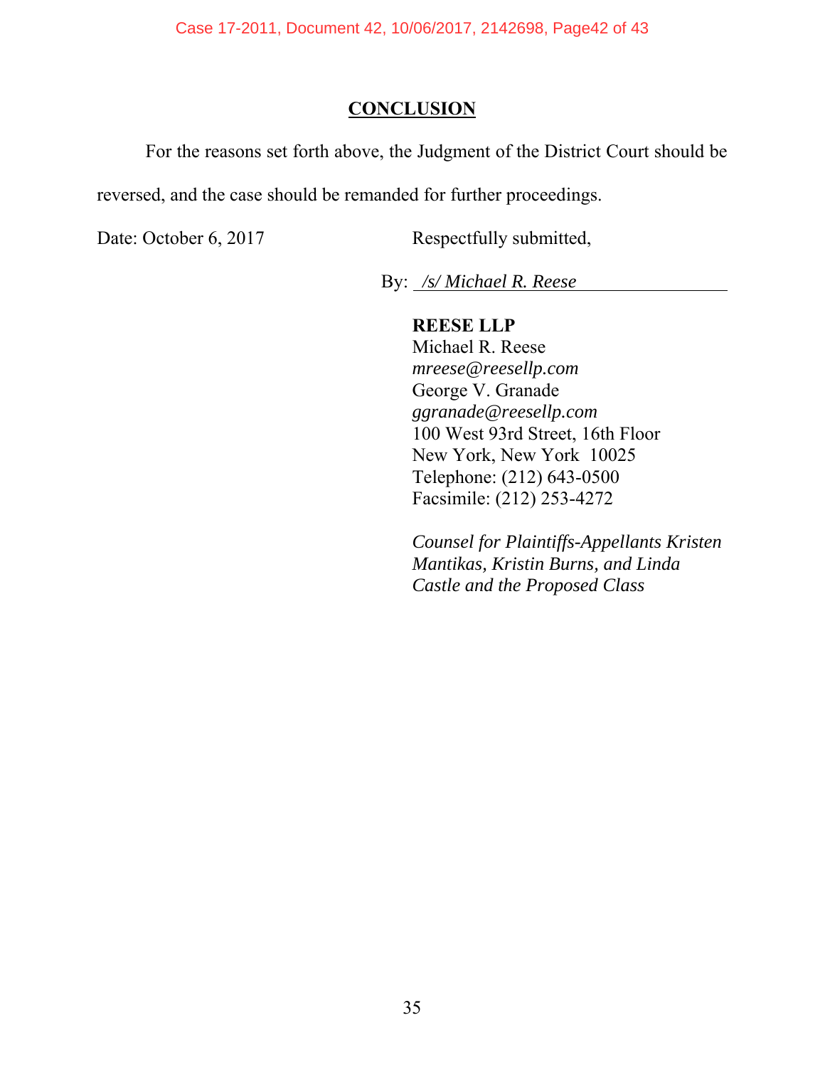## CONCLUSION

For the reasons set forth above, the Judgment of the District Court should be reversed, and the case should be remanded for further proceedings.

Date: October 6, 2017

Respectfully submitted,

By: */s/ Michael R. Reese*

**REESE LLP**
Michael R. Reese
*mreese@reesellp.com*
George V. Granade
*ggranade@reesellp.com*
100 West 93rd Street, 16th Floor
New York, New York 10025
Telephone: (212) 643-0500
Facsimile: (212) 253-4272

*Counsel for Plaintiffs-Appellants Kristen Mantikas, Kristin Burns, and Linda Castle and the Proposed Class*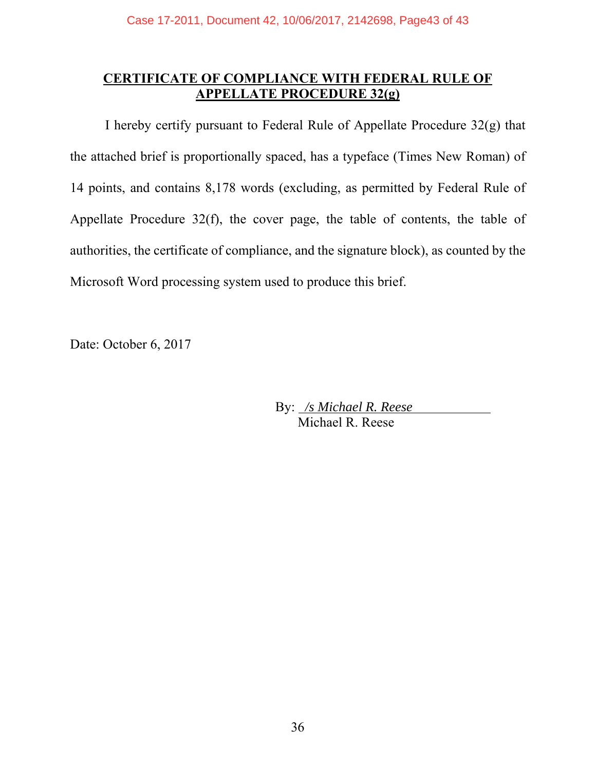## CERTIFICATE OF COMPLIANCE WITH FEDERAL RULE OF APPELLATE PROCEDURE 32(g)

I hereby certify pursuant to Federal Rule of Appellate Procedure 32(g) that the attached brief is proportionally spaced, has a typeface (Times New Roman) of 14 points, and contains 8,178 words (excluding, as permitted by Federal Rule of Appellate Procedure 32(f), the cover page, the table of contents, the table of authorities, the certificate of compliance, and the signature block), as counted by the Microsoft Word processing system used to produce this brief.

Date: October 6, 2017

By: */s Michael R. Reese*
Michael R. Reese